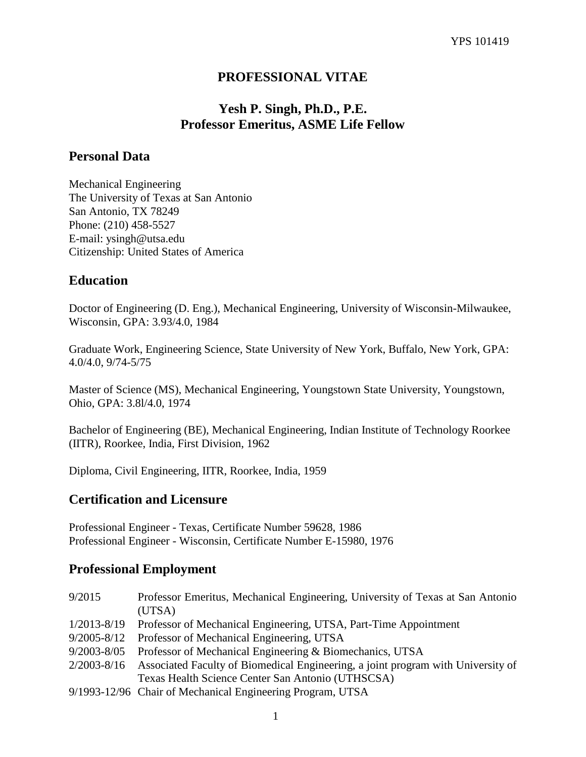# PROFESSIONAL VITAE

## Yesh P. Singh, Ph.D., P.E.
## Professor Emeritus, ASME Life Fellow

## Personal Data

Mechanical Engineering
The University of Texas at San Antonio
San Antonio, TX 78249
Phone: (210) 458-5527
E-mail: ysingh@utsa.edu
Citizenship: United States of America

## Education

Doctor of Engineering (D. Eng.), Mechanical Engineering, University of Wisconsin-Milwaukee, Wisconsin, GPA: 3.93/4.0, 1984

Graduate Work, Engineering Science, State University of New York, Buffalo, New York, GPA: 4.0/4.0, 9/74-5/75

Master of Science (MS), Mechanical Engineering, Youngstown State University, Youngstown, Ohio, GPA: 3.8l/4.0, 1974

Bachelor of Engineering (BE), Mechanical Engineering, Indian Institute of Technology Roorkee (IITR), Roorkee, India, First Division, 1962

Diploma, Civil Engineering, IITR, Roorkee, India, 1959

## Certification and Licensure

Professional Engineer - Texas, Certificate Number 59628, 1986
Professional Engineer - Wisconsin, Certificate Number E-15980, 1976

## Professional Employment

| | |
|---|---|
| 9/2015 | Professor Emeritus, Mechanical Engineering, University of Texas at San Antonio (UTSA) |
| 1/2013-8/19 | Professor of Mechanical Engineering, UTSA, Part-Time Appointment |
| 9/2005-8/12 | Professor of Mechanical Engineering, UTSA |
| 9/2003-8/05 | Professor of Mechanical Engineering & Biomechanics, UTSA |
| 2/2003-8/16 | Associated Faculty of Biomedical Engineering, a joint program with University of Texas Health Science Center San Antonio (UTHSCSA) |
| 9/1993-12/96 | Chair of Mechanical Engineering Program, UTSA |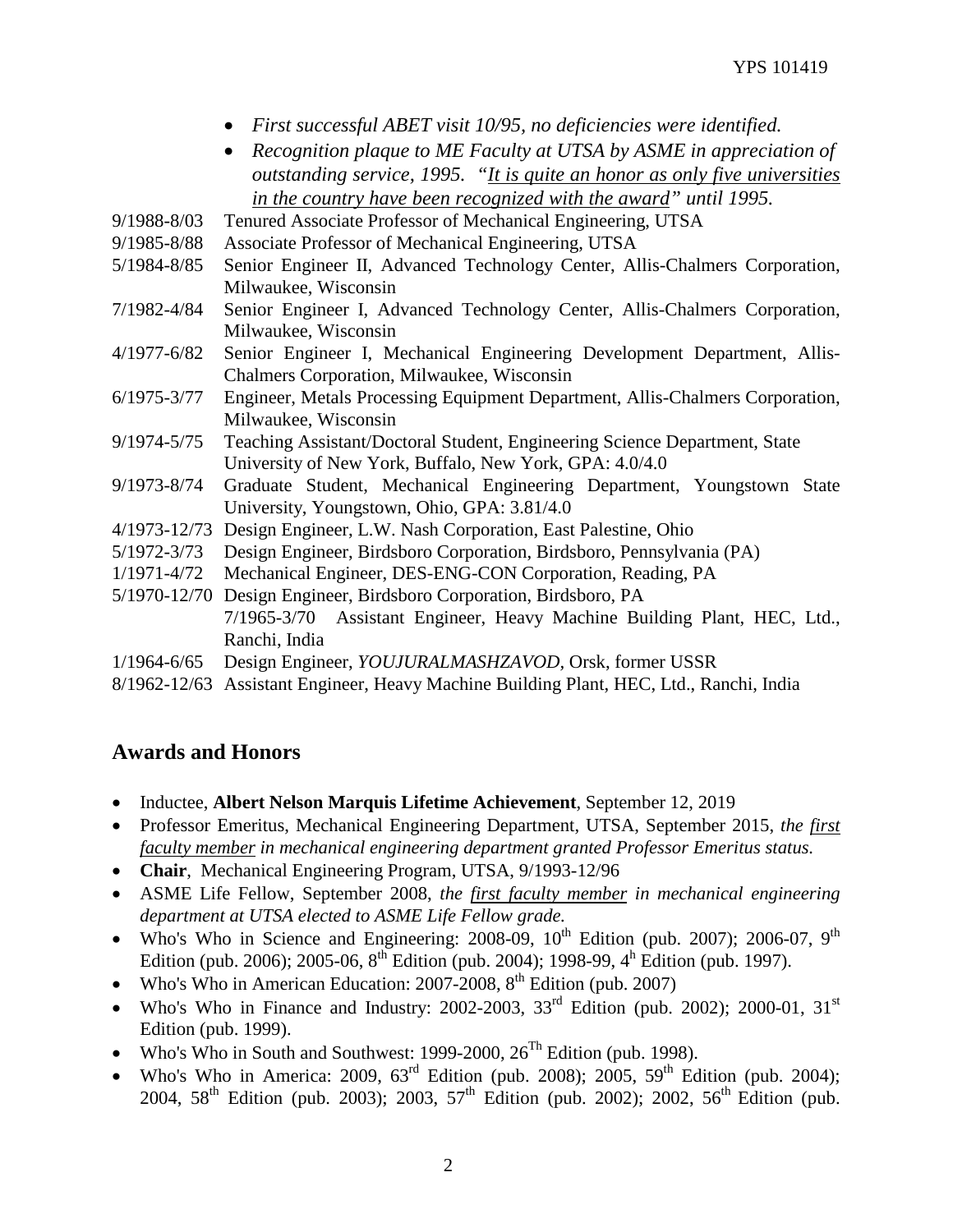- *First successful ABET visit 10/95, no deficiencies were identified.*
- *Recognition plaque to ME Faculty at UTSA by ASME in appreciation of outstanding service, 1995. "It is quite an honor as only five universities in the country have been recognized with the award" until 1995.*

9/1988-8/03 Tenured Associate Professor of Mechanical Engineering, UTSA

9/1985-8/88 Associate Professor of Mechanical Engineering, UTSA

5/1984-8/85 Senior Engineer II, Advanced Technology Center, Allis-Chalmers Corporation, Milwaukee, Wisconsin

7/1982-4/84 Senior Engineer I, Advanced Technology Center, Allis-Chalmers Corporation, Milwaukee, Wisconsin

4/1977-6/82 Senior Engineer I, Mechanical Engineering Development Department, Allis-Chalmers Corporation, Milwaukee, Wisconsin

6/1975-3/77 Engineer, Metals Processing Equipment Department, Allis-Chalmers Corporation, Milwaukee, Wisconsin

9/1974-5/75 Teaching Assistant/Doctoral Student, Engineering Science Department, State University of New York, Buffalo, New York, GPA: 4.0/4.0

9/1973-8/74 Graduate Student, Mechanical Engineering Department, Youngstown State University, Youngstown, Ohio, GPA: 3.81/4.0

4/1973-12/73 Design Engineer, L.W. Nash Corporation, East Palestine, Ohio

5/1972-3/73 Design Engineer, Birdsboro Corporation, Birdsboro, Pennsylvania (PA)

1/1971-4/72 Mechanical Engineer, DES-ENG-CON Corporation, Reading, PA

5/1970-12/70 Design Engineer, Birdsboro Corporation, Birdsboro, PA

7/1965-3/70 Assistant Engineer, Heavy Machine Building Plant, HEC, Ltd., Ranchi, India

1/1964-6/65 Design Engineer, *YOUJURALMASHZAVOD*, Orsk, former USSR

8/1962-12/63 Assistant Engineer, Heavy Machine Building Plant, HEC, Ltd., Ranchi, India

## Awards and Honors

- Inductee, **Albert Nelson Marquis Lifetime Achievement**, September 12, 2019
- Professor Emeritus, Mechanical Engineering Department, UTSA, September 2015, *the first faculty member in mechanical engineering department granted Professor Emeritus status.*
- **Chair**, Mechanical Engineering Program, UTSA, 9/1993-12/96
- ASME Life Fellow, September 2008, *the first faculty member in mechanical engineering department at UTSA elected to ASME Life Fellow grade.*
- Who's Who in Science and Engineering: 2008-09, 10th Edition (pub. 2007); 2006-07, 9th Edition (pub. 2006); 2005-06, 8th Edition (pub. 2004); 1998-99, 4h Edition (pub. 1997).
- Who's Who in American Education: 2007-2008, 8th Edition (pub. 2007)
- Who's Who in Finance and Industry: 2002-2003, 33rd Edition (pub. 2002); 2000-01, 31st Edition (pub. 1999).
- Who's Who in South and Southwest: 1999-2000, 26Th Edition (pub. 1998).
- Who's Who in America: 2009, 63rd Edition (pub. 2008); 2005, 59th Edition (pub. 2004); 2004, 58th Edition (pub. 2003); 2003, 57th Edition (pub. 2002); 2002, 56th Edition (pub.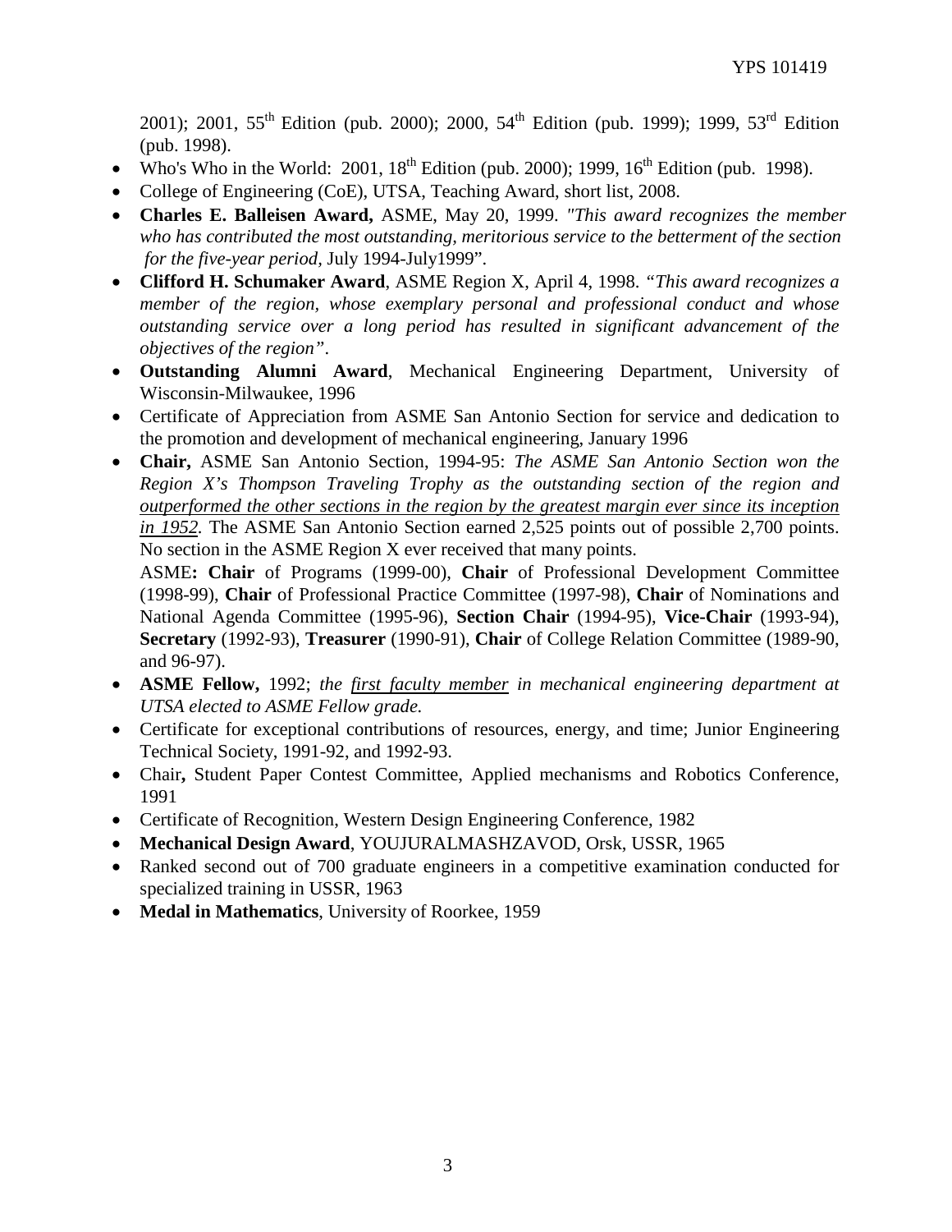2001); 2001, 55th Edition (pub. 2000); 2000, 54th Edition (pub. 1999); 1999, 53rd Edition (pub. 1998).

- Who's Who in the World: 2001, 18th Edition (pub. 2000); 1999, 16th Edition (pub. 1998).
- College of Engineering (CoE), UTSA, Teaching Award, short list, 2008.
- **Charles E. Balleisen Award,** ASME, May 20, 1999. *"This award recognizes the member who has contributed the most outstanding, meritorious service to the betterment of the section for the five-year period*, July 1994-July1999".
- **Clifford H. Schumaker Award**, ASME Region X, April 4, 1998. *"This award recognizes a member of the region, whose exemplary personal and professional conduct and whose outstanding service over a long period has resulted in significant advancement of the objectives of the region"*.
- **Outstanding Alumni Award**, Mechanical Engineering Department, University of Wisconsin-Milwaukee, 1996
- Certificate of Appreciation from ASME San Antonio Section for service and dedication to the promotion and development of mechanical engineering, January 1996
- **Chair,** ASME San Antonio Section, 1994-95: *The ASME San Antonio Section won the Region X's Thompson Traveling Trophy as the outstanding section of the region and <u>outperformed the other sections in the region by the greatest margin ever since its inception in 1952</u>.* The ASME San Antonio Section earned 2,525 points out of possible 2,700 points. No section in the ASME Region X ever received that many points.

  ASME**: Chair** of Programs (1999-00), **Chair** of Professional Development Committee (1998-99), **Chair** of Professional Practice Committee (1997-98), **Chair** of Nominations and National Agenda Committee (1995-96), **Section Chair** (1994-95), **Vice-Chair** (1993-94), **Secretary** (1992-93), **Treasurer** (1990-91), **Chair** of College Relation Committee (1989-90, and 96-97).
- **ASME Fellow,** 1992; *the <u>first faculty member</u> in mechanical engineering department at UTSA elected to ASME Fellow grade.*
- Certificate for exceptional contributions of resources, energy, and time; Junior Engineering Technical Society, 1991-92, and 1992-93.
- Chair**,** Student Paper Contest Committee, Applied mechanisms and Robotics Conference, 1991
- Certificate of Recognition, Western Design Engineering Conference, 1982
- **Mechanical Design Award**, YOUJURALMASHZAVOD, Orsk, USSR, 1965
- Ranked second out of 700 graduate engineers in a competitive examination conducted for specialized training in USSR, 1963
- **Medal in Mathematics**, University of Roorkee, 1959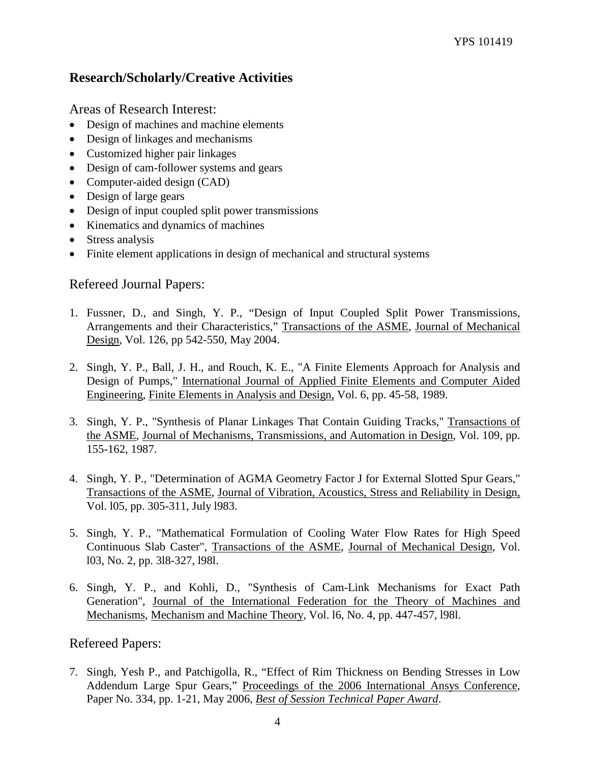## Research/Scholarly/Creative Activities

### Areas of Research Interest:

- Design of machines and machine elements
- Design of linkages and mechanisms
- Customized higher pair linkages
- Design of cam-follower systems and gears
- Computer-aided design (CAD)
- Design of large gears
- Design of input coupled split power transmissions
- Kinematics and dynamics of machines
- Stress analysis
- Finite element applications in design of mechanical and structural systems

### Refereed Journal Papers:

1. Fussner, D., and Singh, Y. P., "Design of Input Coupled Split Power Transmissions, Arrangements and their Characteristics," Transactions of the ASME, Journal of Mechanical Design, Vol. 126, pp 542-550, May 2004.

2. Singh, Y. P., Ball, J. H., and Rouch, K. E., "A Finite Elements Approach for Analysis and Design of Pumps," International Journal of Applied Finite Elements and Computer Aided Engineering, Finite Elements in Analysis and Design, Vol. 6, pp. 45-58, 1989.

3. Singh, Y. P., "Synthesis of Planar Linkages That Contain Guiding Tracks," Transactions of the ASME, Journal of Mechanisms, Transmissions, and Automation in Design, Vol. 109, pp. 155-162, 1987.

4. Singh, Y. P., "Determination of AGMA Geometry Factor J for External Slotted Spur Gears," Transactions of the ASME, Journal of Vibration, Acoustics, Stress and Reliability in Design, Vol. l05, pp. 305-311, July l983.

5. Singh, Y. P., "Mathematical Formulation of Cooling Water Flow Rates for High Speed Continuous Slab Caster", Transactions of the ASME, Journal of Mechanical Design, Vol. l03, No. 2, pp. 3l8-327, l98l.

6. Singh, Y. P., and Kohli, D., "Synthesis of Cam-Link Mechanisms for Exact Path Generation", Journal of the International Federation for the Theory of Machines and Mechanisms, Mechanism and Machine Theory, Vol. l6, No. 4, pp. 447-457, l98l.

### Refereed Papers:

7. Singh, Yesh P., and Patchigolla, R., "Effect of Rim Thickness on Bending Stresses in Low Addendum Large Spur Gears," Proceedings of the 2006 International Ansys Conference, Paper No. 334, pp. 1-21, May 2006, *Best of Session Technical Paper Award*.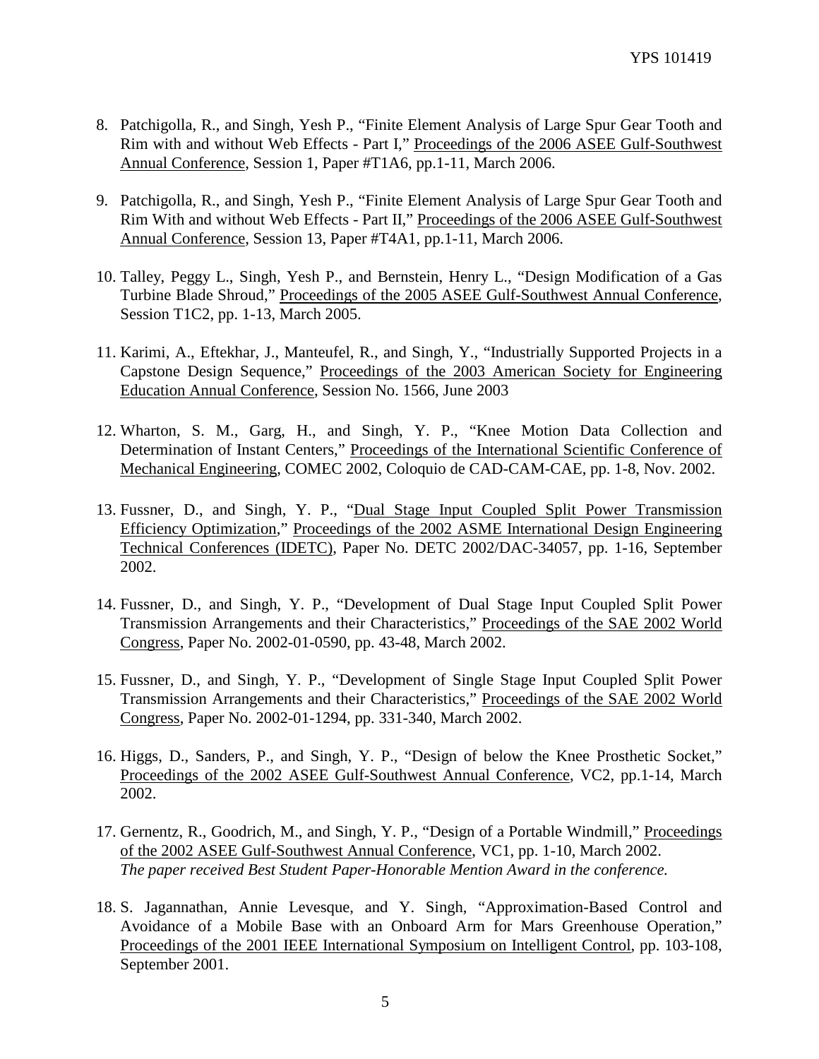8. Patchigolla, R., and Singh, Yesh P., "Finite Element Analysis of Large Spur Gear Tooth and Rim with and without Web Effects - Part I," Proceedings of the 2006 ASEE Gulf-Southwest Annual Conference, Session 1, Paper #T1A6, pp.1-11, March 2006.

9. Patchigolla, R., and Singh, Yesh P., "Finite Element Analysis of Large Spur Gear Tooth and Rim With and without Web Effects - Part II," Proceedings of the 2006 ASEE Gulf-Southwest Annual Conference, Session 13, Paper #T4A1, pp.1-11, March 2006.

10. Talley, Peggy L., Singh, Yesh P., and Bernstein, Henry L., "Design Modification of a Gas Turbine Blade Shroud," Proceedings of the 2005 ASEE Gulf-Southwest Annual Conference, Session T1C2, pp. 1-13, March 2005.

11. Karimi, A., Eftekhar, J., Manteufel, R., and Singh, Y., "Industrially Supported Projects in a Capstone Design Sequence," Proceedings of the 2003 American Society for Engineering Education Annual Conference, Session No. 1566, June 2003

12. Wharton, S. M., Garg, H., and Singh, Y. P., "Knee Motion Data Collection and Determination of Instant Centers," Proceedings of the International Scientific Conference of Mechanical Engineering, COMEC 2002, Coloquio de CAD-CAM-CAE, pp. 1-8, Nov. 2002.

13. Fussner, D., and Singh, Y. P., "Dual Stage Input Coupled Split Power Transmission Efficiency Optimization," Proceedings of the 2002 ASME International Design Engineering Technical Conferences (IDETC), Paper No. DETC 2002/DAC-34057, pp. 1-16, September 2002.

14. Fussner, D., and Singh, Y. P., "Development of Dual Stage Input Coupled Split Power Transmission Arrangements and their Characteristics," Proceedings of the SAE 2002 World Congress, Paper No. 2002-01-0590, pp. 43-48, March 2002.

15. Fussner, D., and Singh, Y. P., "Development of Single Stage Input Coupled Split Power Transmission Arrangements and their Characteristics," Proceedings of the SAE 2002 World Congress, Paper No. 2002-01-1294, pp. 331-340, March 2002.

16. Higgs, D., Sanders, P., and Singh, Y. P., "Design of below the Knee Prosthetic Socket," Proceedings of the 2002 ASEE Gulf-Southwest Annual Conference, VC2, pp.1-14, March 2002.

17. Gernentz, R., Goodrich, M., and Singh, Y. P., "Design of a Portable Windmill," Proceedings of the 2002 ASEE Gulf-Southwest Annual Conference, VC1, pp. 1-10, March 2002.
*The paper received Best Student Paper-Honorable Mention Award in the conference.*

18. S. Jagannathan, Annie Levesque, and Y. Singh, "Approximation-Based Control and Avoidance of a Mobile Base with an Onboard Arm for Mars Greenhouse Operation," Proceedings of the 2001 IEEE International Symposium on Intelligent Control, pp. 103-108, September 2001.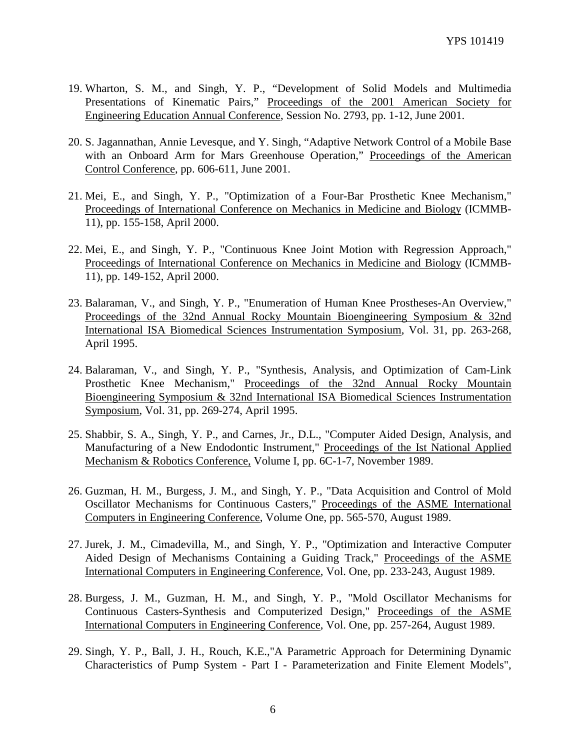19. Wharton, S. M., and Singh, Y. P., "Development of Solid Models and Multimedia Presentations of Kinematic Pairs," Proceedings of the 2001 American Society for Engineering Education Annual Conference, Session No. 2793, pp. 1-12, June 2001.

20. S. Jagannathan, Annie Levesque, and Y. Singh, "Adaptive Network Control of a Mobile Base with an Onboard Arm for Mars Greenhouse Operation," Proceedings of the American Control Conference, pp. 606-611, June 2001.

21. Mei, E., and Singh, Y. P., "Optimization of a Four-Bar Prosthetic Knee Mechanism," Proceedings of International Conference on Mechanics in Medicine and Biology (ICMMB-11), pp. 155-158, April 2000.

22. Mei, E., and Singh, Y. P., "Continuous Knee Joint Motion with Regression Approach," Proceedings of International Conference on Mechanics in Medicine and Biology (ICMMB-11), pp. 149-152, April 2000.

23. Balaraman, V., and Singh, Y. P., "Enumeration of Human Knee Prostheses-An Overview," Proceedings of the 32nd Annual Rocky Mountain Bioengineering Symposium & 32nd International ISA Biomedical Sciences Instrumentation Symposium, Vol. 31, pp. 263-268, April 1995.

24. Balaraman, V., and Singh, Y. P., "Synthesis, Analysis, and Optimization of Cam-Link Prosthetic Knee Mechanism," Proceedings of the 32nd Annual Rocky Mountain Bioengineering Symposium & 32nd International ISA Biomedical Sciences Instrumentation Symposium, Vol. 31, pp. 269-274, April 1995.

25. Shabbir, S. A., Singh, Y. P., and Carnes, Jr., D.L., "Computer Aided Design, Analysis, and Manufacturing of a New Endodontic Instrument," Proceedings of the Ist National Applied Mechanism & Robotics Conference, Volume I, pp. 6C-1-7, November 1989.

26. Guzman, H. M., Burgess, J. M., and Singh, Y. P., "Data Acquisition and Control of Mold Oscillator Mechanisms for Continuous Casters," Proceedings of the ASME International Computers in Engineering Conference, Volume One, pp. 565-570, August 1989.

27. Jurek, J. M., Cimadevilla, M., and Singh, Y. P., "Optimization and Interactive Computer Aided Design of Mechanisms Containing a Guiding Track," Proceedings of the ASME International Computers in Engineering Conference, Vol. One, pp. 233-243, August 1989.

28. Burgess, J. M., Guzman, H. M., and Singh, Y. P., "Mold Oscillator Mechanisms for Continuous Casters-Synthesis and Computerized Design," Proceedings of the ASME International Computers in Engineering Conference, Vol. One, pp. 257-264, August 1989.

29. Singh, Y. P., Ball, J. H., Rouch, K.E.,"A Parametric Approach for Determining Dynamic Characteristics of Pump System - Part I - Parameterization and Finite Element Models",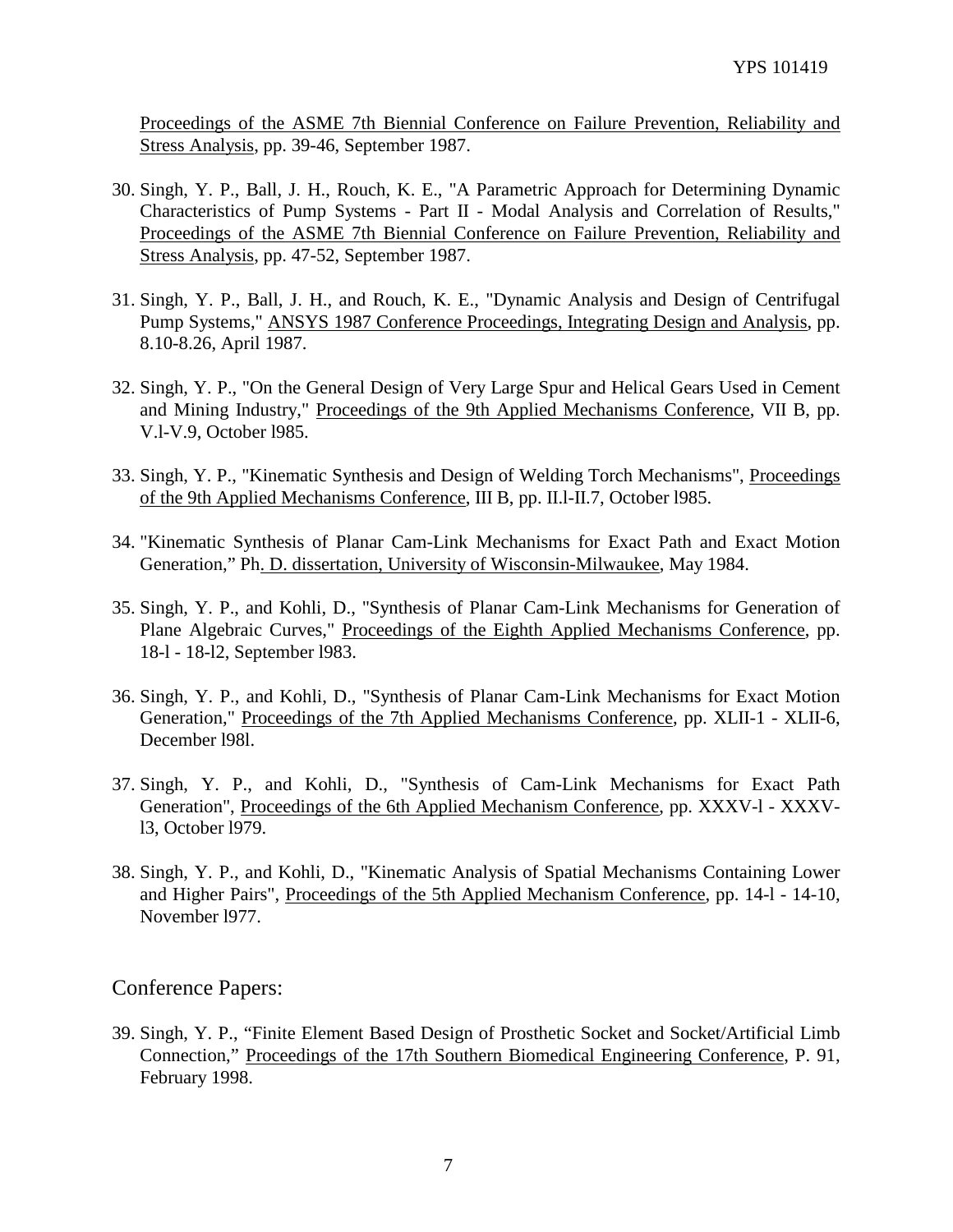Proceedings of the ASME 7th Biennial Conference on Failure Prevention, Reliability and Stress Analysis, pp. 39-46, September 1987.

30. Singh, Y. P., Ball, J. H., Rouch, K. E., "A Parametric Approach for Determining Dynamic Characteristics of Pump Systems - Part II - Modal Analysis and Correlation of Results," Proceedings of the ASME 7th Biennial Conference on Failure Prevention, Reliability and Stress Analysis, pp. 47-52, September 1987.

31. Singh, Y. P., Ball, J. H., and Rouch, K. E., "Dynamic Analysis and Design of Centrifugal Pump Systems," ANSYS 1987 Conference Proceedings, Integrating Design and Analysis, pp. 8.10-8.26, April 1987.

32. Singh, Y. P., "On the General Design of Very Large Spur and Helical Gears Used in Cement and Mining Industry," Proceedings of the 9th Applied Mechanisms Conference, VII B, pp. V.l-V.9, October l985.

33. Singh, Y. P., "Kinematic Synthesis and Design of Welding Torch Mechanisms", Proceedings of the 9th Applied Mechanisms Conference, III B, pp. II.l-II.7, October l985.

34. "Kinematic Synthesis of Planar Cam-Link Mechanisms for Exact Path and Exact Motion Generation," Ph. D. dissertation, University of Wisconsin-Milwaukee, May 1984.

35. Singh, Y. P., and Kohli, D., "Synthesis of Planar Cam-Link Mechanisms for Generation of Plane Algebraic Curves," Proceedings of the Eighth Applied Mechanisms Conference, pp. 18-l - 18-l2, September l983.

36. Singh, Y. P., and Kohli, D., "Synthesis of Planar Cam-Link Mechanisms for Exact Motion Generation," Proceedings of the 7th Applied Mechanisms Conference, pp. XLII-1 - XLII-6, December l98l.

37. Singh, Y. P., and Kohli, D., "Synthesis of Cam-Link Mechanisms for Exact Path Generation", Proceedings of the 6th Applied Mechanism Conference, pp. XXXV-l - XXXV-l3, October l979.

38. Singh, Y. P., and Kohli, D., "Kinematic Analysis of Spatial Mechanisms Containing Lower and Higher Pairs", Proceedings of the 5th Applied Mechanism Conference, pp. 14-l - 14-10, November l977.

## Conference Papers:

39. Singh, Y. P., "Finite Element Based Design of Prosthetic Socket and Socket/Artificial Limb Connection," Proceedings of the 17th Southern Biomedical Engineering Conference, P. 91, February 1998.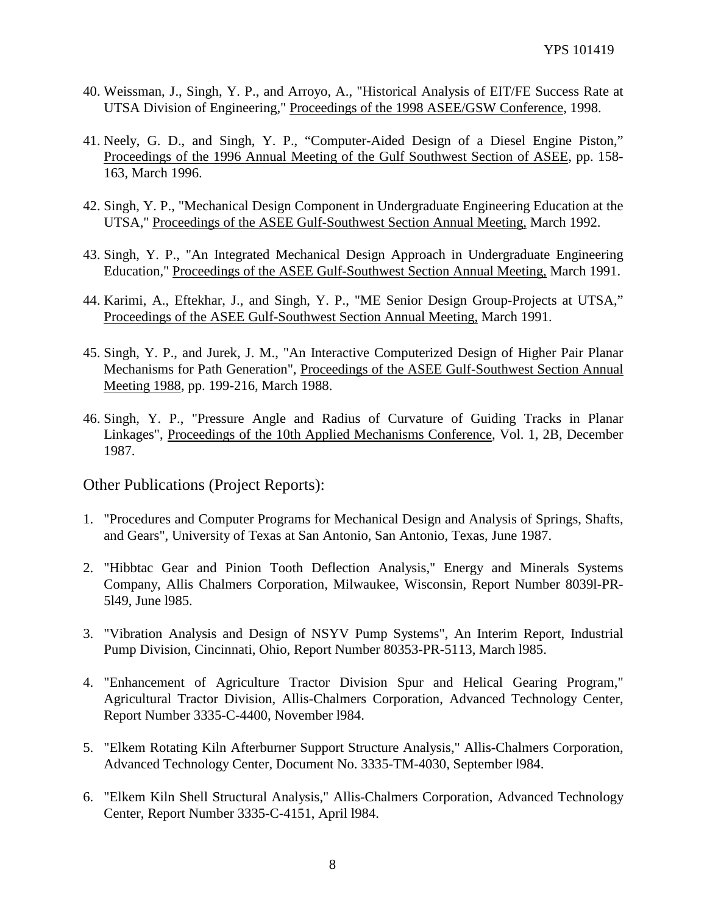40. Weissman, J., Singh, Y. P., and Arroyo, A., "Historical Analysis of EIT/FE Success Rate at UTSA Division of Engineering," Proceedings of the 1998 ASEE/GSW Conference, 1998.

41. Neely, G. D., and Singh, Y. P., "Computer-Aided Design of a Diesel Engine Piston," Proceedings of the 1996 Annual Meeting of the Gulf Southwest Section of ASEE, pp. 158-163, March 1996.

42. Singh, Y. P., "Mechanical Design Component in Undergraduate Engineering Education at the UTSA," Proceedings of the ASEE Gulf-Southwest Section Annual Meeting, March 1992.

43. Singh, Y. P., "An Integrated Mechanical Design Approach in Undergraduate Engineering Education," Proceedings of the ASEE Gulf-Southwest Section Annual Meeting, March 1991.

44. Karimi, A., Eftekhar, J., and Singh, Y. P., "ME Senior Design Group-Projects at UTSA," Proceedings of the ASEE Gulf-Southwest Section Annual Meeting, March 1991.

45. Singh, Y. P., and Jurek, J. M., "An Interactive Computerized Design of Higher Pair Planar Mechanisms for Path Generation", Proceedings of the ASEE Gulf-Southwest Section Annual Meeting 1988, pp. 199-216, March 1988.

46. Singh, Y. P., "Pressure Angle and Radius of Curvature of Guiding Tracks in Planar Linkages", Proceedings of the 10th Applied Mechanisms Conference, Vol. 1, 2B, December 1987.

## Other Publications (Project Reports):

1. "Procedures and Computer Programs for Mechanical Design and Analysis of Springs, Shafts, and Gears", University of Texas at San Antonio, San Antonio, Texas, June 1987.

2. "Hibbtac Gear and Pinion Tooth Deflection Analysis," Energy and Minerals Systems Company, Allis Chalmers Corporation, Milwaukee, Wisconsin, Report Number 8039l-PR-5l49, June l985.

3. "Vibration Analysis and Design of NSYV Pump Systems", An Interim Report, Industrial Pump Division, Cincinnati, Ohio, Report Number 80353-PR-5113, March l985.

4. "Enhancement of Agriculture Tractor Division Spur and Helical Gearing Program," Agricultural Tractor Division, Allis-Chalmers Corporation, Advanced Technology Center, Report Number 3335-C-4400, November l984.

5. "Elkem Rotating Kiln Afterburner Support Structure Analysis," Allis-Chalmers Corporation, Advanced Technology Center, Document No. 3335-TM-4030, September l984.

6. "Elkem Kiln Shell Structural Analysis," Allis-Chalmers Corporation, Advanced Technology Center, Report Number 3335-C-4151, April l984.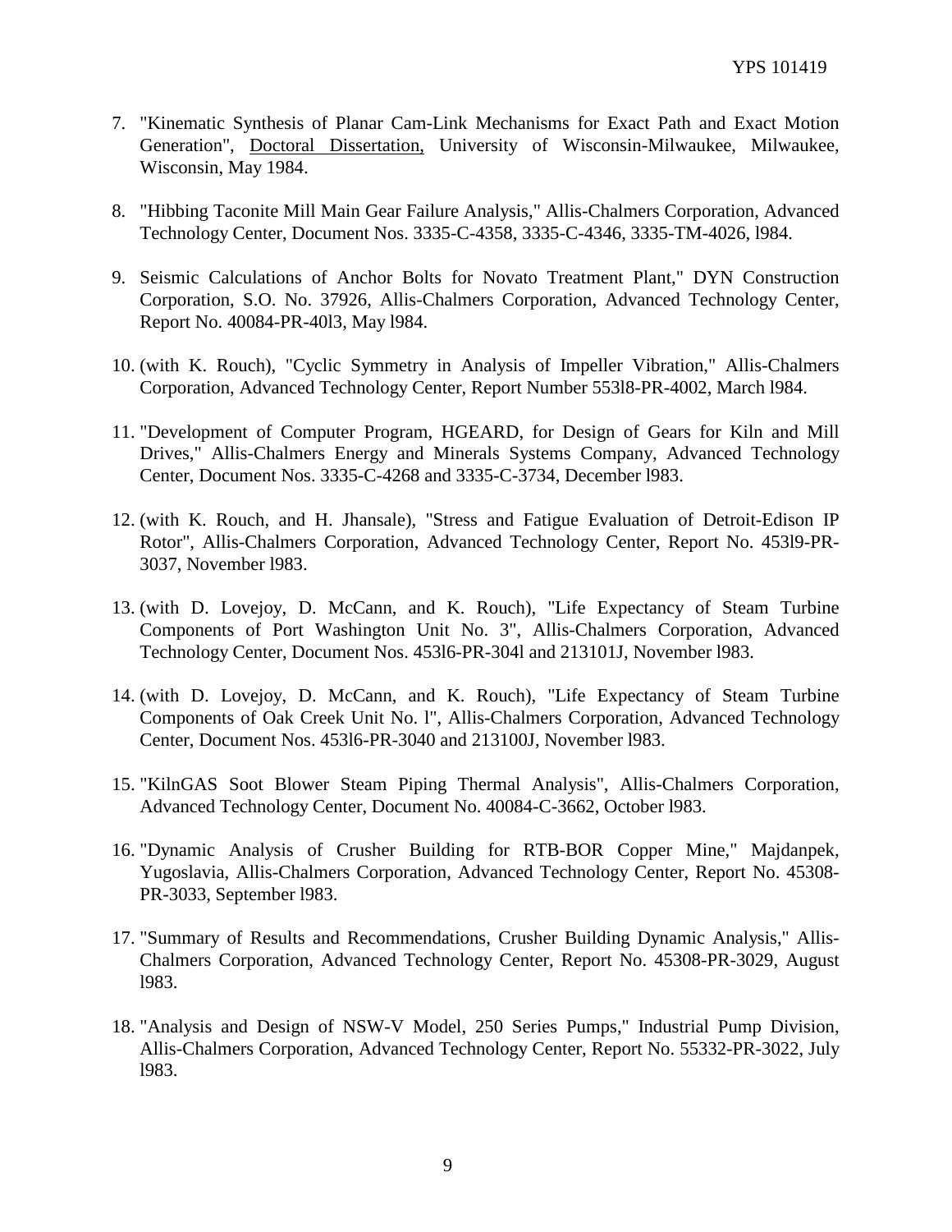7. "Kinematic Synthesis of Planar Cam-Link Mechanisms for Exact Path and Exact Motion Generation", Doctoral Dissertation, University of Wisconsin-Milwaukee, Milwaukee, Wisconsin, May 1984.

8. "Hibbing Taconite Mill Main Gear Failure Analysis," Allis-Chalmers Corporation, Advanced Technology Center, Document Nos. 3335-C-4358, 3335-C-4346, 3335-TM-4026, l984.

9. Seismic Calculations of Anchor Bolts for Novato Treatment Plant," DYN Construction Corporation, S.O. No. 37926, Allis-Chalmers Corporation, Advanced Technology Center, Report No. 40084-PR-40l3, May l984.

10. (with K. Rouch), "Cyclic Symmetry in Analysis of Impeller Vibration," Allis-Chalmers Corporation, Advanced Technology Center, Report Number 553l8-PR-4002, March l984.

11. "Development of Computer Program, HGEARD, for Design of Gears for Kiln and Mill Drives," Allis-Chalmers Energy and Minerals Systems Company, Advanced Technology Center, Document Nos. 3335-C-4268 and 3335-C-3734, December l983.

12. (with K. Rouch, and H. Jhansale), "Stress and Fatigue Evaluation of Detroit-Edison IP Rotor", Allis-Chalmers Corporation, Advanced Technology Center, Report No. 453l9-PR-3037, November l983.

13. (with D. Lovejoy, D. McCann, and K. Rouch), "Life Expectancy of Steam Turbine Components of Port Washington Unit No. 3", Allis-Chalmers Corporation, Advanced Technology Center, Document Nos. 453l6-PR-304l and 213101J, November l983.

14. (with D. Lovejoy, D. McCann, and K. Rouch), "Life Expectancy of Steam Turbine Components of Oak Creek Unit No. l", Allis-Chalmers Corporation, Advanced Technology Center, Document Nos. 453l6-PR-3040 and 213100J, November l983.

15. "KilnGAS Soot Blower Steam Piping Thermal Analysis", Allis-Chalmers Corporation, Advanced Technology Center, Document No. 40084-C-3662, October l983.

16. "Dynamic Analysis of Crusher Building for RTB-BOR Copper Mine," Majdanpek, Yugoslavia, Allis-Chalmers Corporation, Advanced Technology Center, Report No. 45308-PR-3033, September l983.

17. "Summary of Results and Recommendations, Crusher Building Dynamic Analysis," Allis-Chalmers Corporation, Advanced Technology Center, Report No. 45308-PR-3029, August l983.

18. "Analysis and Design of NSW-V Model, 250 Series Pumps," Industrial Pump Division, Allis-Chalmers Corporation, Advanced Technology Center, Report No. 55332-PR-3022, July l983.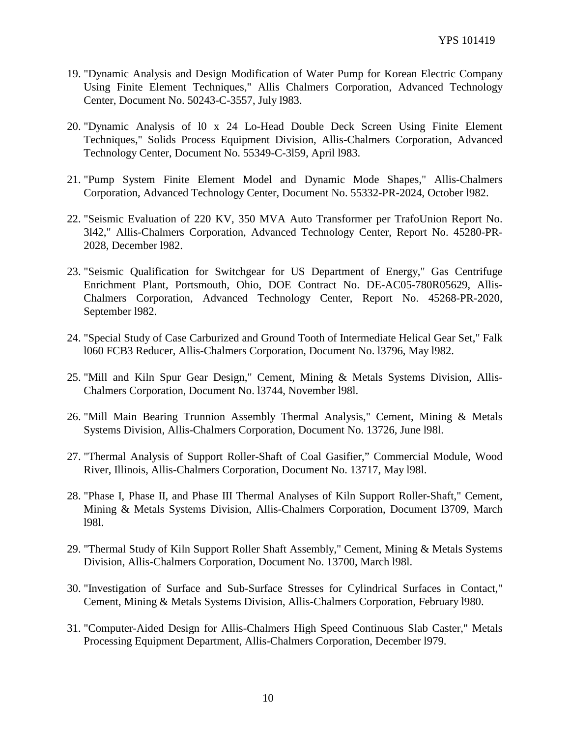19. "Dynamic Analysis and Design Modification of Water Pump for Korean Electric Company Using Finite Element Techniques," Allis Chalmers Corporation, Advanced Technology Center, Document No. 50243-C-3557, July l983.

20. "Dynamic Analysis of l0 x 24 Lo-Head Double Deck Screen Using Finite Element Techniques," Solids Process Equipment Division, Allis-Chalmers Corporation, Advanced Technology Center, Document No. 55349-C-3l59, April l983.

21. "Pump System Finite Element Model and Dynamic Mode Shapes," Allis-Chalmers Corporation, Advanced Technology Center, Document No. 55332-PR-2024, October l982.

22. "Seismic Evaluation of 220 KV, 350 MVA Auto Transformer per TrafoUnion Report No. 3l42," Allis-Chalmers Corporation, Advanced Technology Center, Report No. 45280-PR-2028, December l982.

23. "Seismic Qualification for Switchgear for US Department of Energy," Gas Centrifuge Enrichment Plant, Portsmouth, Ohio, DOE Contract No. DE-AC05-780R05629, Allis-Chalmers Corporation, Advanced Technology Center, Report No. 45268-PR-2020, September l982.

24. "Special Study of Case Carburized and Ground Tooth of Intermediate Helical Gear Set," Falk l060 FCB3 Reducer, Allis-Chalmers Corporation, Document No. l3796, May l982.

25. "Mill and Kiln Spur Gear Design," Cement, Mining & Metals Systems Division, Allis-Chalmers Corporation, Document No. l3744, November l98l.

26. "Mill Main Bearing Trunnion Assembly Thermal Analysis," Cement, Mining & Metals Systems Division, Allis-Chalmers Corporation, Document No. 13726, June l98l.

27. "Thermal Analysis of Support Roller-Shaft of Coal Gasifier," Commercial Module, Wood River, Illinois, Allis-Chalmers Corporation, Document No. 13717, May l98l.

28. "Phase I, Phase II, and Phase III Thermal Analyses of Kiln Support Roller-Shaft," Cement, Mining & Metals Systems Division, Allis-Chalmers Corporation, Document l3709, March l98l.

29. "Thermal Study of Kiln Support Roller Shaft Assembly," Cement, Mining & Metals Systems Division, Allis-Chalmers Corporation, Document No. 13700, March l98l.

30. "Investigation of Surface and Sub-Surface Stresses for Cylindrical Surfaces in Contact," Cement, Mining & Metals Systems Division, Allis-Chalmers Corporation, February l980.

31. "Computer-Aided Design for Allis-Chalmers High Speed Continuous Slab Caster," Metals Processing Equipment Department, Allis-Chalmers Corporation, December l979.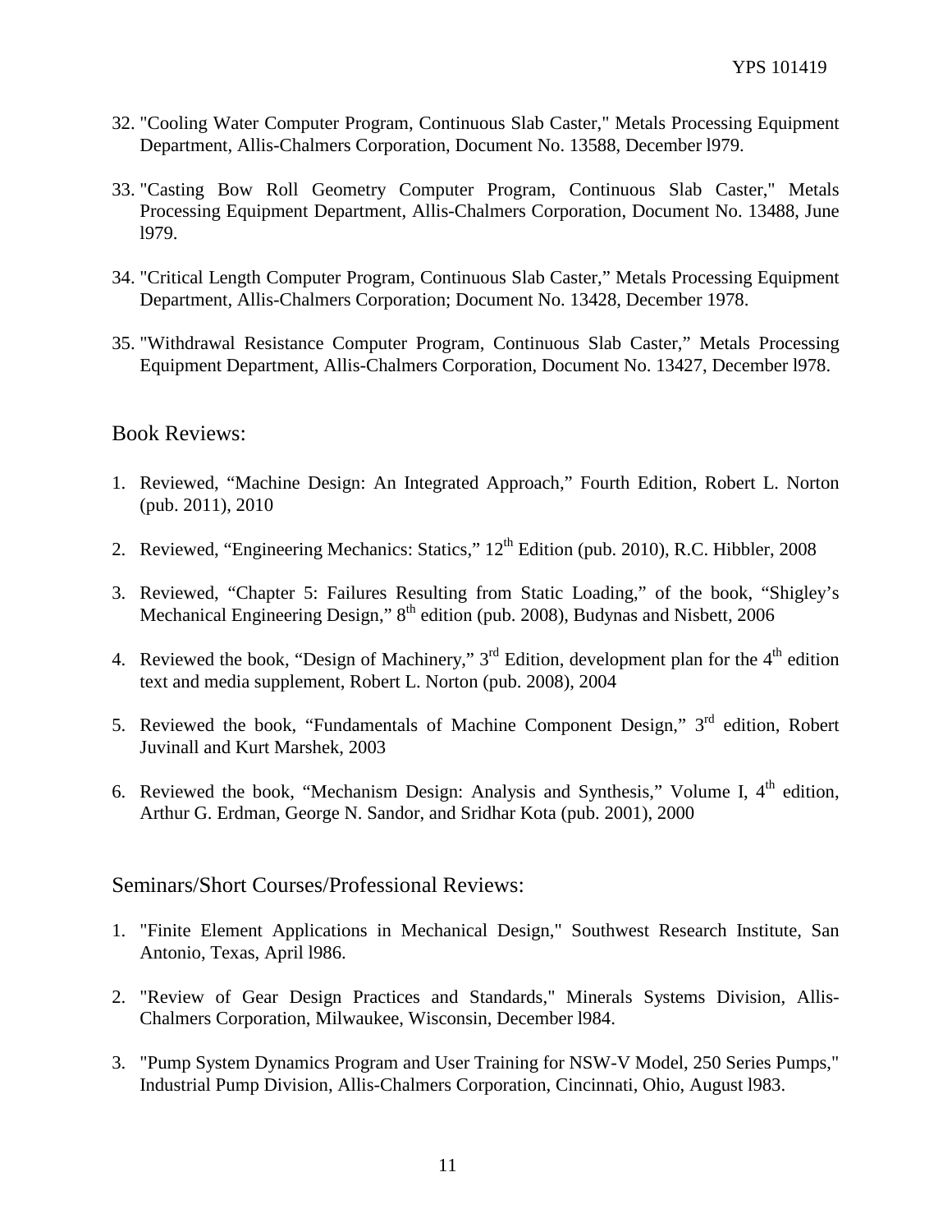32. "Cooling Water Computer Program, Continuous Slab Caster," Metals Processing Equipment Department, Allis-Chalmers Corporation, Document No. 13588, December l979.

33. "Casting Bow Roll Geometry Computer Program, Continuous Slab Caster," Metals Processing Equipment Department, Allis-Chalmers Corporation, Document No. 13488, June l979.

34. "Critical Length Computer Program, Continuous Slab Caster," Metals Processing Equipment Department, Allis-Chalmers Corporation; Document No. 13428, December 1978.

35. "Withdrawal Resistance Computer Program, Continuous Slab Caster," Metals Processing Equipment Department, Allis-Chalmers Corporation, Document No. 13427, December l978.

## Book Reviews:

1. Reviewed, "Machine Design: An Integrated Approach," Fourth Edition, Robert L. Norton (pub. 2011), 2010

2. Reviewed, "Engineering Mechanics: Statics," 12th Edition (pub. 2010), R.C. Hibbler, 2008

3. Reviewed, "Chapter 5: Failures Resulting from Static Loading," of the book, "Shigley's Mechanical Engineering Design," 8th edition (pub. 2008), Budynas and Nisbett, 2006

4. Reviewed the book, "Design of Machinery," 3rd Edition, development plan for the 4th edition text and media supplement, Robert L. Norton (pub. 2008), 2004

5. Reviewed the book, "Fundamentals of Machine Component Design," 3rd edition, Robert Juvinall and Kurt Marshek, 2003

6. Reviewed the book, "Mechanism Design: Analysis and Synthesis," Volume I, 4th edition, Arthur G. Erdman, George N. Sandor, and Sridhar Kota (pub. 2001), 2000

## Seminars/Short Courses/Professional Reviews:

1. "Finite Element Applications in Mechanical Design," Southwest Research Institute, San Antonio, Texas, April l986.

2. "Review of Gear Design Practices and Standards," Minerals Systems Division, Allis-Chalmers Corporation, Milwaukee, Wisconsin, December l984.

3. "Pump System Dynamics Program and User Training for NSW-V Model, 250 Series Pumps," Industrial Pump Division, Allis-Chalmers Corporation, Cincinnati, Ohio, August l983.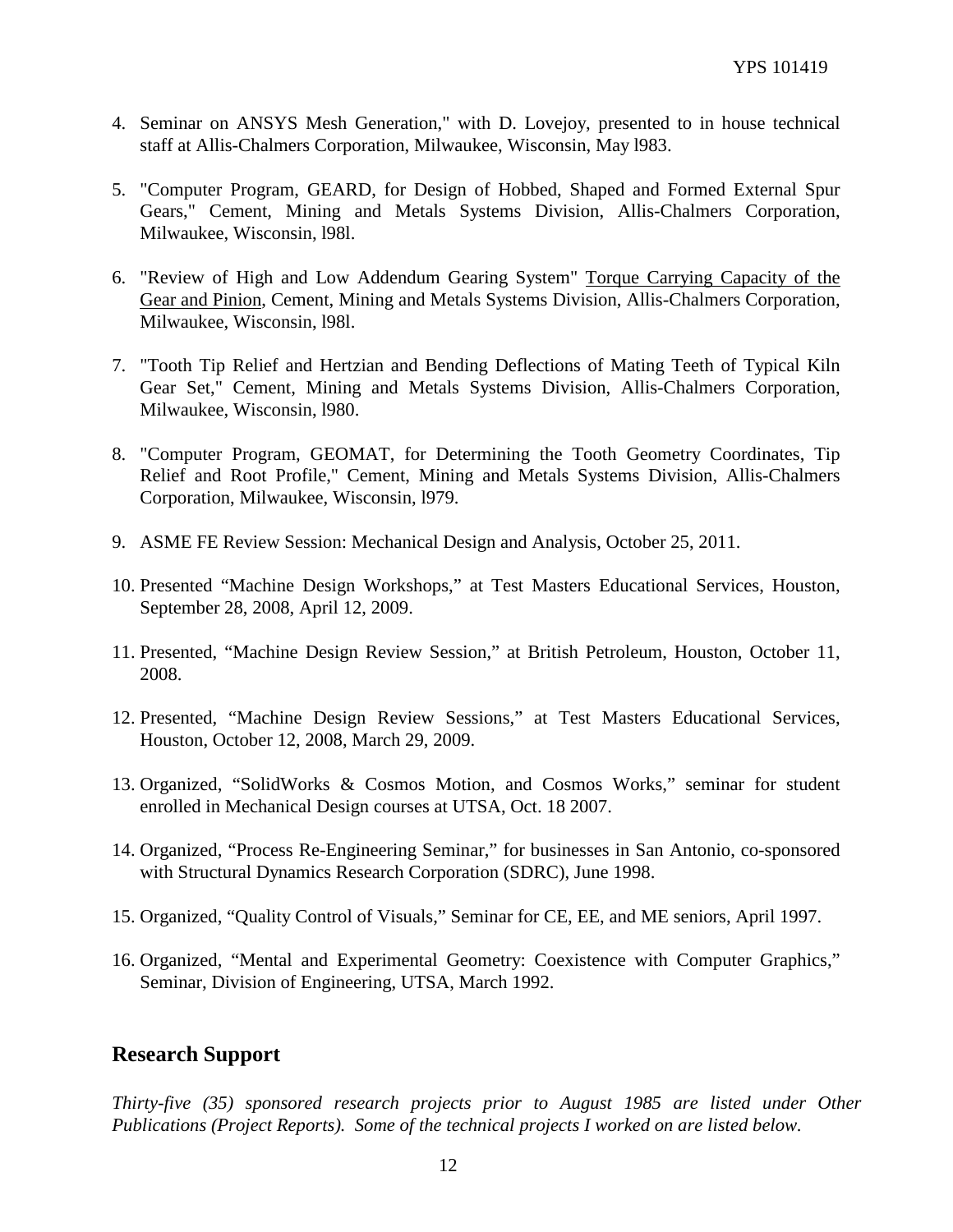4. Seminar on ANSYS Mesh Generation," with D. Lovejoy, presented to in house technical staff at Allis-Chalmers Corporation, Milwaukee, Wisconsin, May l983.

5. "Computer Program, GEARD, for Design of Hobbed, Shaped and Formed External Spur Gears," Cement, Mining and Metals Systems Division, Allis-Chalmers Corporation, Milwaukee, Wisconsin, l98l.

6. "Review of High and Low Addendum Gearing System" Torque Carrying Capacity of the Gear and Pinion, Cement, Mining and Metals Systems Division, Allis-Chalmers Corporation, Milwaukee, Wisconsin, l98l.

7. "Tooth Tip Relief and Hertzian and Bending Deflections of Mating Teeth of Typical Kiln Gear Set," Cement, Mining and Metals Systems Division, Allis-Chalmers Corporation, Milwaukee, Wisconsin, l980.

8. "Computer Program, GEOMAT, for Determining the Tooth Geometry Coordinates, Tip Relief and Root Profile," Cement, Mining and Metals Systems Division, Allis-Chalmers Corporation, Milwaukee, Wisconsin, l979.

9. ASME FE Review Session: Mechanical Design and Analysis, October 25, 2011.

10. Presented "Machine Design Workshops," at Test Masters Educational Services, Houston, September 28, 2008, April 12, 2009.

11. Presented, "Machine Design Review Session," at British Petroleum, Houston, October 11, 2008.

12. Presented, "Machine Design Review Sessions," at Test Masters Educational Services, Houston, October 12, 2008, March 29, 2009.

13. Organized, "SolidWorks & Cosmos Motion, and Cosmos Works," seminar for student enrolled in Mechanical Design courses at UTSA, Oct. 18 2007.

14. Organized, "Process Re-Engineering Seminar," for businesses in San Antonio, co-sponsored with Structural Dynamics Research Corporation (SDRC), June 1998.

15. Organized, "Quality Control of Visuals," Seminar for CE, EE, and ME seniors, April 1997.

16. Organized, "Mental and Experimental Geometry: Coexistence with Computer Graphics," Seminar, Division of Engineering, UTSA, March 1992.

## Research Support

*Thirty-five (35) sponsored research projects prior to August 1985 are listed under Other Publications (Project Reports). Some of the technical projects I worked on are listed below.*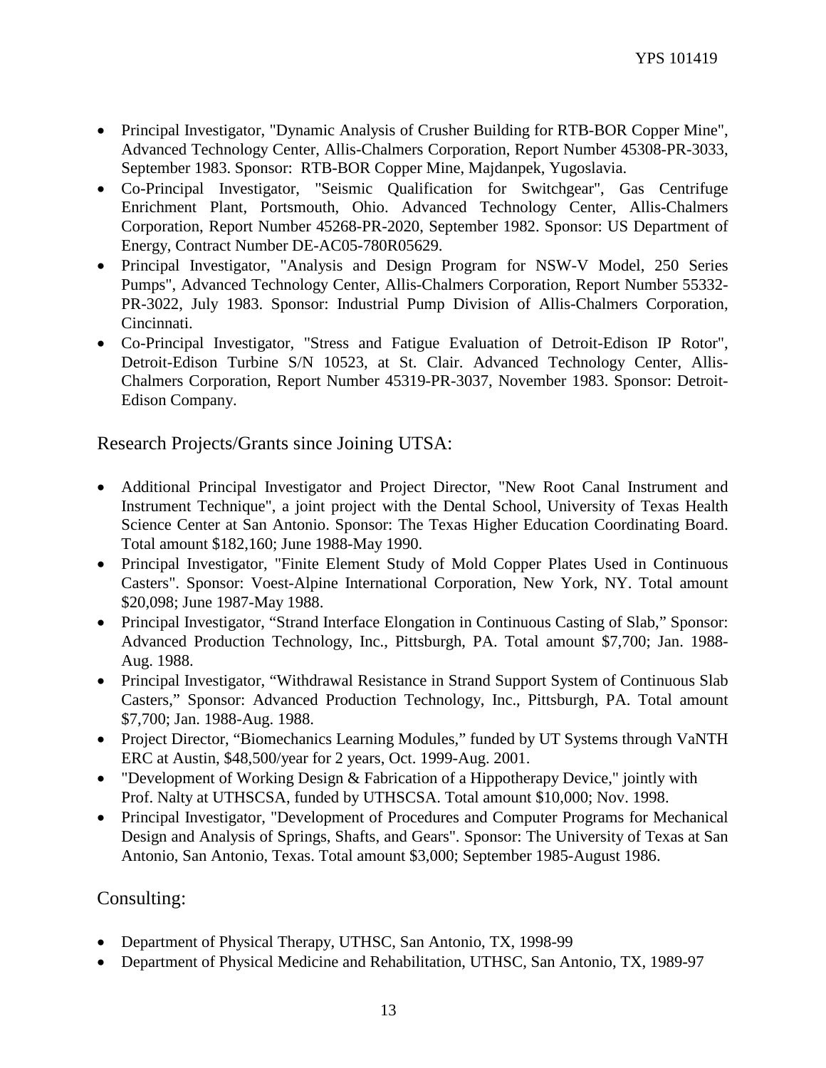- Principal Investigator, "Dynamic Analysis of Crusher Building for RTB-BOR Copper Mine", Advanced Technology Center, Allis-Chalmers Corporation, Report Number 45308-PR-3033, September 1983. Sponsor: RTB-BOR Copper Mine, Majdanpek, Yugoslavia.
- Co-Principal Investigator, "Seismic Qualification for Switchgear", Gas Centrifuge Enrichment Plant, Portsmouth, Ohio. Advanced Technology Center, Allis-Chalmers Corporation, Report Number 45268-PR-2020, September 1982. Sponsor: US Department of Energy, Contract Number DE-AC05-780R05629.
- Principal Investigator, "Analysis and Design Program for NSW-V Model, 250 Series Pumps", Advanced Technology Center, Allis-Chalmers Corporation, Report Number 55332-PR-3022, July 1983. Sponsor: Industrial Pump Division of Allis-Chalmers Corporation, Cincinnati.
- Co-Principal Investigator, "Stress and Fatigue Evaluation of Detroit-Edison IP Rotor", Detroit-Edison Turbine S/N 10523, at St. Clair. Advanced Technology Center, Allis-Chalmers Corporation, Report Number 45319-PR-3037, November 1983. Sponsor: Detroit-Edison Company.

## Research Projects/Grants since Joining UTSA:

- Additional Principal Investigator and Project Director, "New Root Canal Instrument and Instrument Technique", a joint project with the Dental School, University of Texas Health Science Center at San Antonio. Sponsor: The Texas Higher Education Coordinating Board. Total amount $182,160; June 1988-May 1990.
- Principal Investigator, "Finite Element Study of Mold Copper Plates Used in Continuous Casters". Sponsor: Voest-Alpine International Corporation, New York, NY. Total amount $20,098; June 1987-May 1988.
- Principal Investigator, "Strand Interface Elongation in Continuous Casting of Slab," Sponsor: Advanced Production Technology, Inc., Pittsburgh, PA. Total amount $7,700; Jan. 1988-Aug. 1988.
- Principal Investigator, "Withdrawal Resistance in Strand Support System of Continuous Slab Casters," Sponsor: Advanced Production Technology, Inc., Pittsburgh, PA. Total amount $7,700; Jan. 1988-Aug. 1988.
- Project Director, "Biomechanics Learning Modules," funded by UT Systems through VaNTH ERC at Austin, $48,500/year for 2 years, Oct. 1999-Aug. 2001.
- "Development of Working Design & Fabrication of a Hippotherapy Device," jointly with Prof. Nalty at UTHSCSA, funded by UTHSCSA. Total amount $10,000; Nov. 1998.
- Principal Investigator, "Development of Procedures and Computer Programs for Mechanical Design and Analysis of Springs, Shafts, and Gears". Sponsor: The University of Texas at San Antonio, San Antonio, Texas. Total amount $3,000; September 1985-August 1986.

## Consulting:

- Department of Physical Therapy, UTHSC, San Antonio, TX, 1998-99
- Department of Physical Medicine and Rehabilitation, UTHSC, San Antonio, TX, 1989-97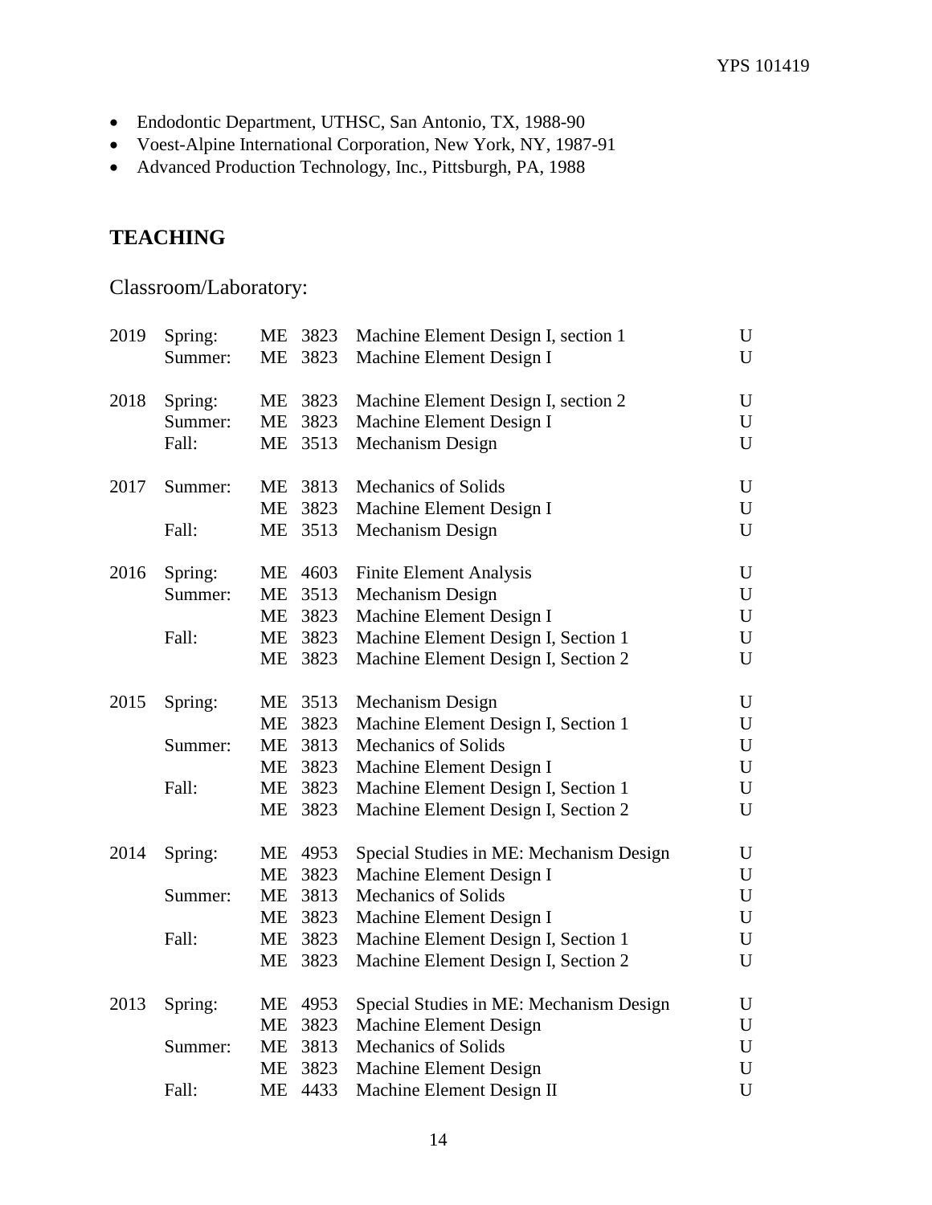- Endodontic Department, UTHSC, San Antonio, TX, 1988-90
- Voest-Alpine International Corporation, New York, NY, 1987-91
- Advanced Production Technology, Inc., Pittsburgh, PA, 1988

## TEACHING

### Classroom/Laboratory:

| Year | Term | Course | Title | Level |
|---|---|---|---|---|
| 2019 | Spring: | ME 3823 | Machine Element Design I, section 1 | U |
| | Summer: | ME 3823 | Machine Element Design I | U |
| 2018 | Spring: | ME 3823 | Machine Element Design I, section 2 | U |
| | Summer: | ME 3823 | Machine Element Design I | U |
| | Fall: | ME 3513 | Mechanism Design | U |
| 2017 | Summer: | ME 3813 | Mechanics of Solids | U |
| | | ME 3823 | Machine Element Design I | U |
| | Fall: | ME 3513 | Mechanism Design | U |
| 2016 | Spring: | ME 4603 | Finite Element Analysis | U |
| | Summer: | ME 3513 | Mechanism Design | U |
| | | ME 3823 | Machine Element Design I | U |
| | Fall: | ME 3823 | Machine Element Design I, Section 1 | U |
| | | ME 3823 | Machine Element Design I, Section 2 | U |
| 2015 | Spring: | ME 3513 | Mechanism Design | U |
| | | ME 3823 | Machine Element Design I, Section 1 | U |
| | Summer: | ME 3813 | Mechanics of Solids | U |
| | | ME 3823 | Machine Element Design I | U |
| | Fall: | ME 3823 | Machine Element Design I, Section 1 | U |
| | | ME 3823 | Machine Element Design I, Section 2 | U |
| 2014 | Spring: | ME 4953 | Special Studies in ME: Mechanism Design | U |
| | | ME 3823 | Machine Element Design I | U |
| | Summer: | ME 3813 | Mechanics of Solids | U |
| | | ME 3823 | Machine Element Design I | U |
| | Fall: | ME 3823 | Machine Element Design I, Section 1 | U |
| | | ME 3823 | Machine Element Design I, Section 2 | U |
| 2013 | Spring: | ME 4953 | Special Studies in ME: Mechanism Design | U |
| | | ME 3823 | Machine Element Design | U |
| | Summer: | ME 3813 | Mechanics of Solids | U |
| | | ME 3823 | Machine Element Design | U |
| | Fall: | ME 4433 | Machine Element Design II | U |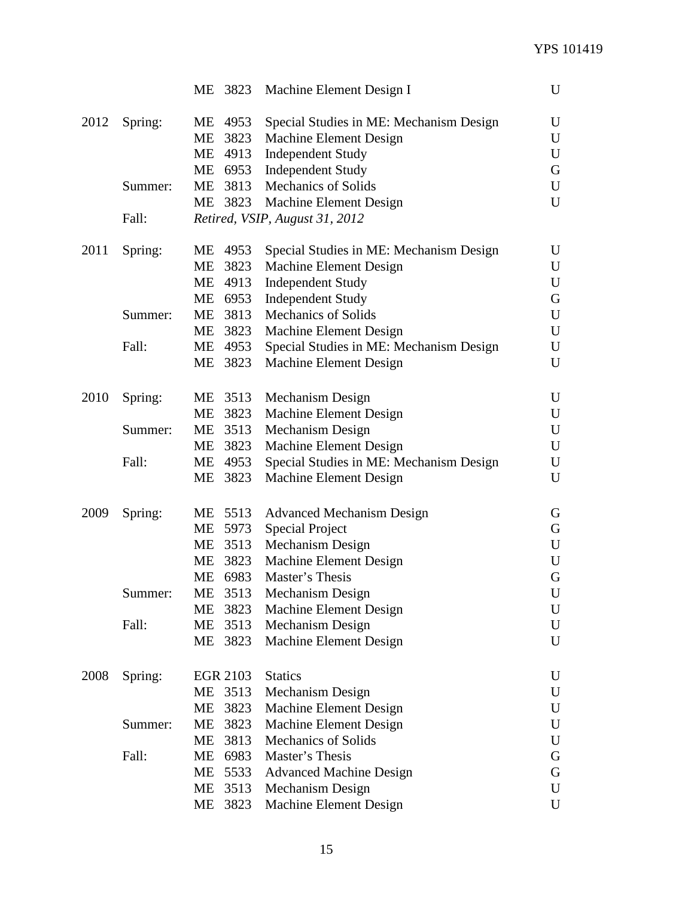| Year | Term | Course | Title | Level |
|---|---|---|---|---|
| | | ME 3823 | Machine Element Design I | U |
| 2012 | Spring: | ME 4953 | Special Studies in ME: Mechanism Design | U |
| | | ME 3823 | Machine Element Design | U |
| | | ME 4913 | Independent Study | U |
| | | ME 6953 | Independent Study | G |
| | Summer: | ME 3813 | Mechanics of Solids | U |
| | | ME 3823 | Machine Element Design | U |
| | Fall: | *Retired, VSIP, August 31, 2012* | | |
| 2011 | Spring: | ME 4953 | Special Studies in ME: Mechanism Design | U |
| | | ME 3823 | Machine Element Design | U |
| | | ME 4913 | Independent Study | U |
| | | ME 6953 | Independent Study | G |
| | Summer: | ME 3813 | Mechanics of Solids | U |
| | | ME 3823 | Machine Element Design | U |
| | Fall: | ME 4953 | Special Studies in ME: Mechanism Design | U |
| | | ME 3823 | Machine Element Design | U |
| 2010 | Spring: | ME 3513 | Mechanism Design | U |
| | | ME 3823 | Machine Element Design | U |
| | Summer: | ME 3513 | Mechanism Design | U |
| | | ME 3823 | Machine Element Design | U |
| | Fall: | ME 4953 | Special Studies in ME: Mechanism Design | U |
| | | ME 3823 | Machine Element Design | U |
| 2009 | Spring: | ME 5513 | Advanced Mechanism Design | G |
| | | ME 5973 | Special Project | G |
| | | ME 3513 | Mechanism Design | U |
| | | ME 3823 | Machine Element Design | U |
| | | ME 6983 | Master's Thesis | G |
| | Summer: | ME 3513 | Mechanism Design | U |
| | | ME 3823 | Machine Element Design | U |
| | Fall: | ME 3513 | Mechanism Design | U |
| | | ME 3823 | Machine Element Design | U |
| 2008 | Spring: | EGR 2103 | Statics | U |
| | | ME 3513 | Mechanism Design | U |
| | | ME 3823 | Machine Element Design | U |
| | Summer: | ME 3823 | Machine Element Design | U |
| | | ME 3813 | Mechanics of Solids | U |
| | Fall: | ME 6983 | Master's Thesis | G |
| | | ME 5533 | Advanced Machine Design | G |
| | | ME 3513 | Mechanism Design | U |
| | | ME 3823 | Machine Element Design | U |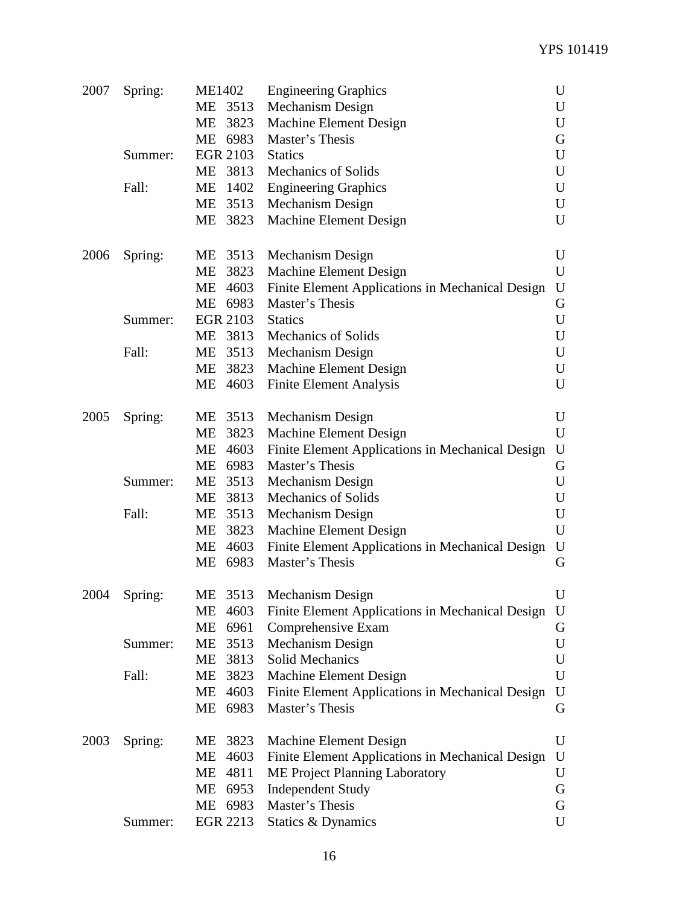| Year | Term | Course | Title | Level |
|---|---|---|---|---|
| 2007 | Spring: | ME1402 | Engineering Graphics | U |
| | | ME 3513 | Mechanism Design | U |
| | | ME 3823 | Machine Element Design | U |
| | | ME 6983 | Master's Thesis | G |
| | Summer: | EGR 2103 | Statics | U |
| | | ME 3813 | Mechanics of Solids | U |
| | Fall: | ME 1402 | Engineering Graphics | U |
| | | ME 3513 | Mechanism Design | U |
| | | ME 3823 | Machine Element Design | U |
| 2006 | Spring: | ME 3513 | Mechanism Design | U |
| | | ME 3823 | Machine Element Design | U |
| | | ME 4603 | Finite Element Applications in Mechanical Design | U |
| | | ME 6983 | Master's Thesis | G |
| | Summer: | EGR 2103 | Statics | U |
| | | ME 3813 | Mechanics of Solids | U |
| | Fall: | ME 3513 | Mechanism Design | U |
| | | ME 3823 | Machine Element Design | U |
| | | ME 4603 | Finite Element Analysis | U |
| 2005 | Spring: | ME 3513 | Mechanism Design | U |
| | | ME 3823 | Machine Element Design | U |
| | | ME 4603 | Finite Element Applications in Mechanical Design | U |
| | | ME 6983 | Master's Thesis | G |
| | Summer: | ME 3513 | Mechanism Design | U |
| | | ME 3813 | Mechanics of Solids | U |
| | Fall: | ME 3513 | Mechanism Design | U |
| | | ME 3823 | Machine Element Design | U |
| | | ME 4603 | Finite Element Applications in Mechanical Design | U |
| | | ME 6983 | Master's Thesis | G |
| 2004 | Spring: | ME 3513 | Mechanism Design | U |
| | | ME 4603 | Finite Element Applications in Mechanical Design | U |
| | | ME 6961 | Comprehensive Exam | G |
| | Summer: | ME 3513 | Mechanism Design | U |
| | | ME 3813 | Solid Mechanics | U |
| | Fall: | ME 3823 | Machine Element Design | U |
| | | ME 4603 | Finite Element Applications in Mechanical Design | U |
| | | ME 6983 | Master's Thesis | G |
| 2003 | Spring: | ME 3823 | Machine Element Design | U |
| | | ME 4603 | Finite Element Applications in Mechanical Design | U |
| | | ME 4811 | ME Project Planning Laboratory | U |
| | | ME 6953 | Independent Study | G |
| | | ME 6983 | Master's Thesis | G |
| | Summer: | EGR 2213 | Statics & Dynamics | U |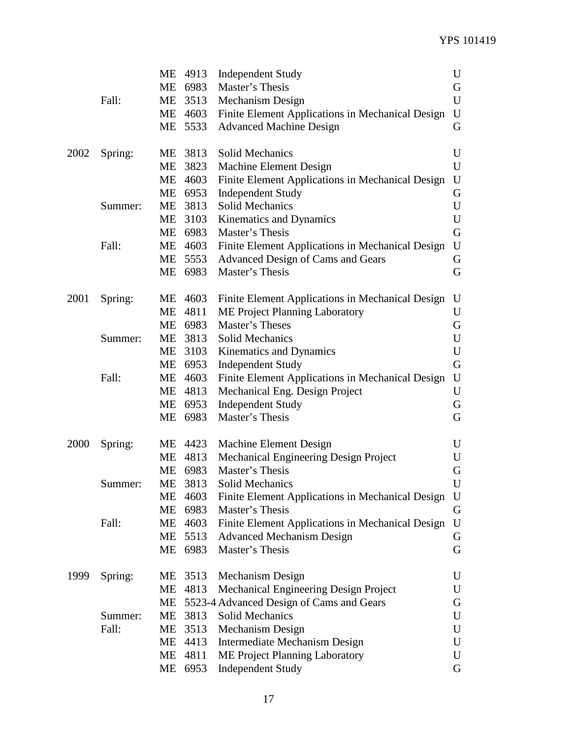| | | | | | |
|---|---|---|---|---|---|
| | | ME | 4913 | Independent Study | U |
| | | ME | 6983 | Master's Thesis | G |
| | Fall: | ME | 3513 | Mechanism Design | U |
| | | ME | 4603 | Finite Element Applications in Mechanical Design | U |
| | | ME | 5533 | Advanced Machine Design | G |
| 2002 | Spring: | ME | 3813 | Solid Mechanics | U |
| | | ME | 3823 | Machine Element Design | U |
| | | ME | 4603 | Finite Element Applications in Mechanical Design | U |
| | | ME | 6953 | Independent Study | G |
| | Summer: | ME | 3813 | Solid Mechanics | U |
| | | ME | 3103 | Kinematics and Dynamics | U |
| | | ME | 6983 | Master's Thesis | G |
| | Fall: | ME | 4603 | Finite Element Applications in Mechanical Design | U |
| | | ME | 5553 | Advanced Design of Cams and Gears | G |
| | | ME | 6983 | Master's Thesis | G |
| 2001 | Spring: | ME | 4603 | Finite Element Applications in Mechanical Design | U |
| | | ME | 4811 | ME Project Planning Laboratory | U |
| | | ME | 6983 | Master's Theses | G |
| | Summer: | ME | 3813 | Solid Mechanics | U |
| | | ME | 3103 | Kinematics and Dynamics | U |
| | | ME | 6953 | Independent Study | G |
| | Fall: | ME | 4603 | Finite Element Applications in Mechanical Design | U |
| | | ME | 4813 | Mechanical Eng. Design Project | U |
| | | ME | 6953 | Independent Study | G |
| | | ME | 6983 | Master's Thesis | G |
| 2000 | Spring: | ME | 4423 | Machine Element Design | U |
| | | ME | 4813 | Mechanical Engineering Design Project | U |
| | | ME | 6983 | Master's Thesis | G |
| | Summer: | ME | 3813 | Solid Mechanics | U |
| | | ME | 4603 | Finite Element Applications in Mechanical Design | U |
| | | ME | 6983 | Master's Thesis | G |
| | Fall: | ME | 4603 | Finite Element Applications in Mechanical Design | U |
| | | ME | 5513 | Advanced Mechanism Design | G |
| | | ME | 6983 | Master's Thesis | G |
| 1999 | Spring: | ME | 3513 | Mechanism Design | U |
| | | ME | 4813 | Mechanical Engineering Design Project | U |
| | | ME | 5523-4 | Advanced Design of Cams and Gears | G |
| | Summer: | ME | 3813 | Solid Mechanics | U |
| | Fall: | ME | 3513 | Mechanism Design | U |
| | | ME | 4413 | Intermediate Mechanism Design | U |
| | | ME | 4811 | ME Project Planning Laboratory | U |
| | | ME | 6953 | Independent Study | G |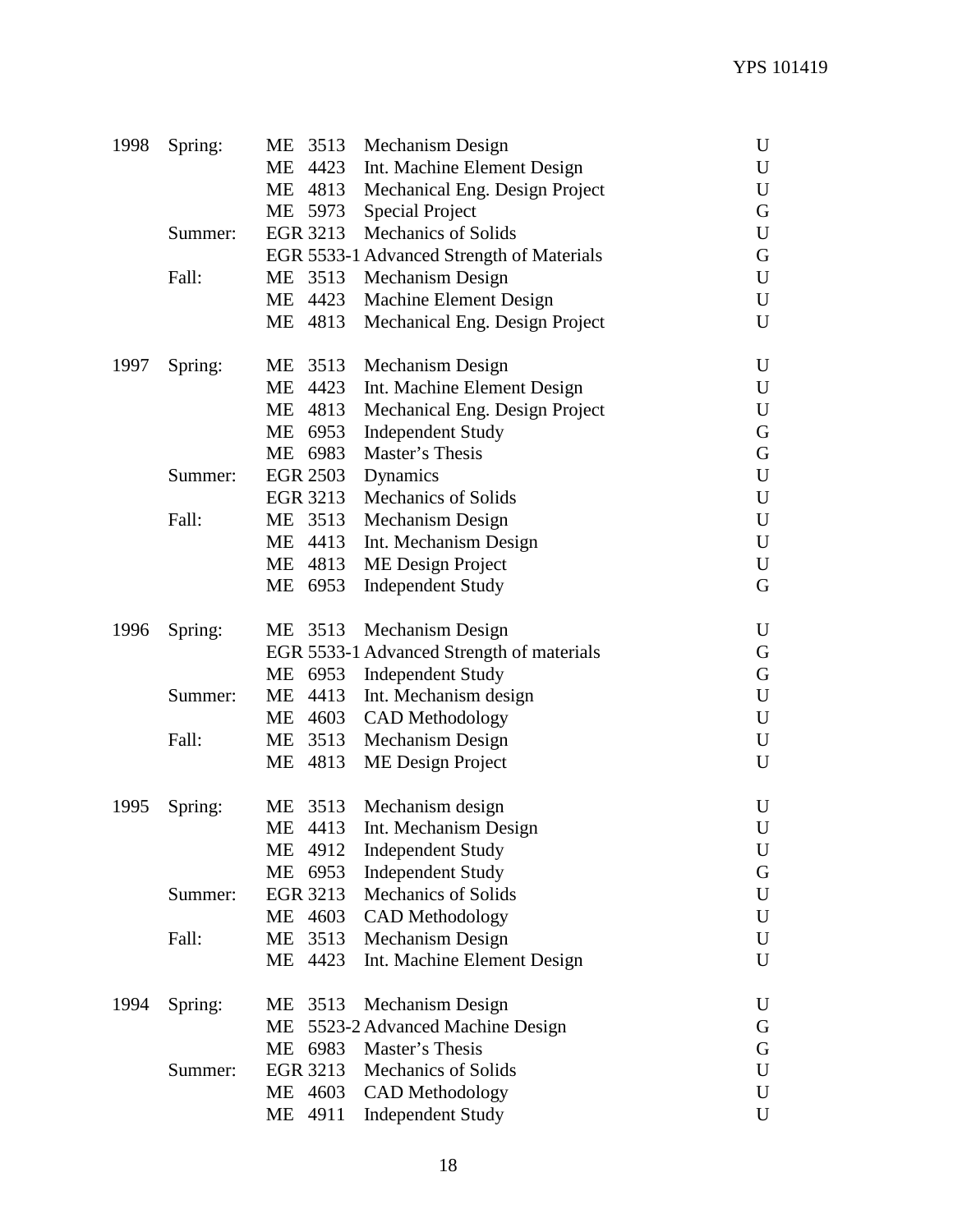| Year | Term | Course | Title | Level |
|---|---|---|---|---|
| 1998 | Spring: | ME 3513 | Mechanism Design | U |
| | | ME 4423 | Int. Machine Element Design | U |
| | | ME 4813 | Mechanical Eng. Design Project | U |
| | | ME 5973 | Special Project | G |
| | Summer: | EGR 3213 | Mechanics of Solids | U |
| | | EGR 5533-1 | Advanced Strength of Materials | G |
| | Fall: | ME 3513 | Mechanism Design | U |
| | | ME 4423 | Machine Element Design | U |
| | | ME 4813 | Mechanical Eng. Design Project | U |
| 1997 | Spring: | ME 3513 | Mechanism Design | U |
| | | ME 4423 | Int. Machine Element Design | U |
| | | ME 4813 | Mechanical Eng. Design Project | U |
| | | ME 6953 | Independent Study | G |
| | | ME 6983 | Master's Thesis | G |
| | Summer: | EGR 2503 | Dynamics | U |
| | | EGR 3213 | Mechanics of Solids | U |
| | Fall: | ME 3513 | Mechanism Design | U |
| | | ME 4413 | Int. Mechanism Design | U |
| | | ME 4813 | ME Design Project | U |
| | | ME 6953 | Independent Study | G |
| 1996 | Spring: | ME 3513 | Mechanism Design | U |
| | | EGR 5533-1 | Advanced Strength of materials | G |
| | | ME 6953 | Independent Study | G |
| | Summer: | ME 4413 | Int. Mechanism design | U |
| | | ME 4603 | CAD Methodology | U |
| | Fall: | ME 3513 | Mechanism Design | U |
| | | ME 4813 | ME Design Project | U |
| 1995 | Spring: | ME 3513 | Mechanism design | U |
| | | ME 4413 | Int. Mechanism Design | U |
| | | ME 4912 | Independent Study | U |
| | | ME 6953 | Independent Study | G |
| | Summer: | EGR 3213 | Mechanics of Solids | U |
| | | ME 4603 | CAD Methodology | U |
| | Fall: | ME 3513 | Mechanism Design | U |
| | | ME 4423 | Int. Machine Element Design | U |
| 1994 | Spring: | ME 3513 | Mechanism Design | U |
| | | ME 5523-2 | Advanced Machine Design | G |
| | | ME 6983 | Master's Thesis | G |
| | Summer: | EGR 3213 | Mechanics of Solids | U |
| | | ME 4603 | CAD Methodology | U |
| | | ME 4911 | Independent Study | U |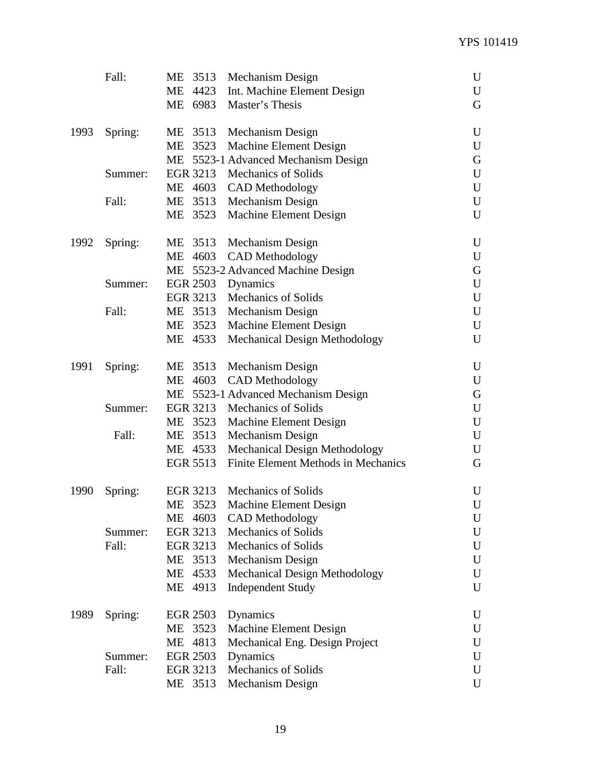| Year | Term | Course | Title | Level |
|---|---|---|---|---|
| | Fall: | ME 3513 | Mechanism Design | U |
| | | ME 4423 | Int. Machine Element Design | U |
| | | ME 6983 | Master's Thesis | G |
| 1993 | Spring: | ME 3513 | Mechanism Design | U |
| | | ME 3523 | Machine Element Design | U |
| | | ME 5523-1 | Advanced Mechanism Design | G |
| | Summer: | EGR 3213 | Mechanics of Solids | U |
| | | ME 4603 | CAD Methodology | U |
| | Fall: | ME 3513 | Mechanism Design | U |
| | | ME 3523 | Machine Element Design | U |
| 1992 | Spring: | ME 3513 | Mechanism Design | U |
| | | ME 4603 | CAD Methodology | U |
| | | ME 5523-2 | Advanced Machine Design | G |
| | Summer: | EGR 2503 | Dynamics | U |
| | | EGR 3213 | Mechanics of Solids | U |
| | Fall: | ME 3513 | Mechanism Design | U |
| | | ME 3523 | Machine Element Design | U |
| | | ME 4533 | Mechanical Design Methodology | U |
| 1991 | Spring: | ME 3513 | Mechanism Design | U |
| | | ME 4603 | CAD Methodology | U |
| | | ME 5523-1 | Advanced Mechanism Design | G |
| | Summer: | EGR 3213 | Mechanics of Solids | U |
| | | ME 3523 | Machine Element Design | U |
| | Fall: | ME 3513 | Mechanism Design | U |
| | | ME 4533 | Mechanical Design Methodology | U |
| | | EGR 5513 | Finite Element Methods in Mechanics | G |
| 1990 | Spring: | EGR 3213 | Mechanics of Solids | U |
| | | ME 3523 | Machine Element Design | U |
| | | ME 4603 | CAD Methodology | U |
| | Summer: | EGR 3213 | Mechanics of Solids | U |
| | Fall: | EGR 3213 | Mechanics of Solids | U |
| | | ME 3513 | Mechanism Design | U |
| | | ME 4533 | Mechanical Design Methodology | U |
| | | ME 4913 | Independent Study | U |
| 1989 | Spring: | EGR 2503 | Dynamics | U |
| | | ME 3523 | Machine Element Design | U |
| | | ME 4813 | Mechanical Eng. Design Project | U |
| | Summer: | EGR 2503 | Dynamics | U |
| | Fall: | EGR 3213 | Mechanics of Solids | U |
| | | ME 3513 | Mechanism Design | U |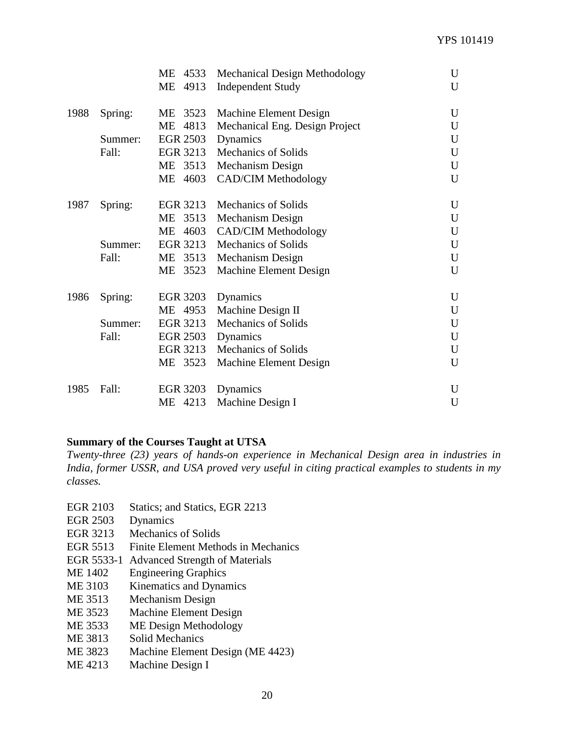| Year | Term | Course | Title | Level |
|---|---|---|---|---|
| | | ME 4533 | Mechanical Design Methodology | U |
| | | ME 4913 | Independent Study | U |
| 1988 | Spring: | ME 3523 | Machine Element Design | U |
| | | ME 4813 | Mechanical Eng. Design Project | U |
| | Summer: | EGR 2503 | Dynamics | U |
| | Fall: | EGR 3213 | Mechanics of Solids | U |
| | | ME 3513 | Mechanism Design | U |
| | | ME 4603 | CAD/CIM Methodology | U |
| 1987 | Spring: | EGR 3213 | Mechanics of Solids | U |
| | | ME 3513 | Mechanism Design | U |
| | | ME 4603 | CAD/CIM Methodology | U |
| | Summer: | EGR 3213 | Mechanics of Solids | U |
| | Fall: | ME 3513 | Mechanism Design | U |
| | | ME 3523 | Machine Element Design | U |
| 1986 | Spring: | EGR 3203 | Dynamics | U |
| | | ME 4953 | Machine Design II | U |
| | Summer: | EGR 3213 | Mechanics of Solids | U |
| | Fall: | EGR 2503 | Dynamics | U |
| | | EGR 3213 | Mechanics of Solids | U |
| | | ME 3523 | Machine Element Design | U |
| 1985 | Fall: | EGR 3203 | Dynamics | U |
| | | ME 4213 | Machine Design I | U |

**Summary of the Courses Taught at UTSA**

*Twenty-three (23) years of hands-on experience in Mechanical Design area in industries in India, former USSR, and USA proved very useful in citing practical examples to students in my classes.*

EGR 2103 Statics; and Statics, EGR 2213
EGR 2503 Dynamics
EGR 3213 Mechanics of Solids
EGR 5513 Finite Element Methods in Mechanics
EGR 5533-1 Advanced Strength of Materials
ME 1402 Engineering Graphics
ME 3103 Kinematics and Dynamics
ME 3513 Mechanism Design
ME 3523 Machine Element Design
ME 3533 ME Design Methodology
ME 3813 Solid Mechanics
ME 3823 Machine Element Design (ME 4423)
ME 4213 Machine Design I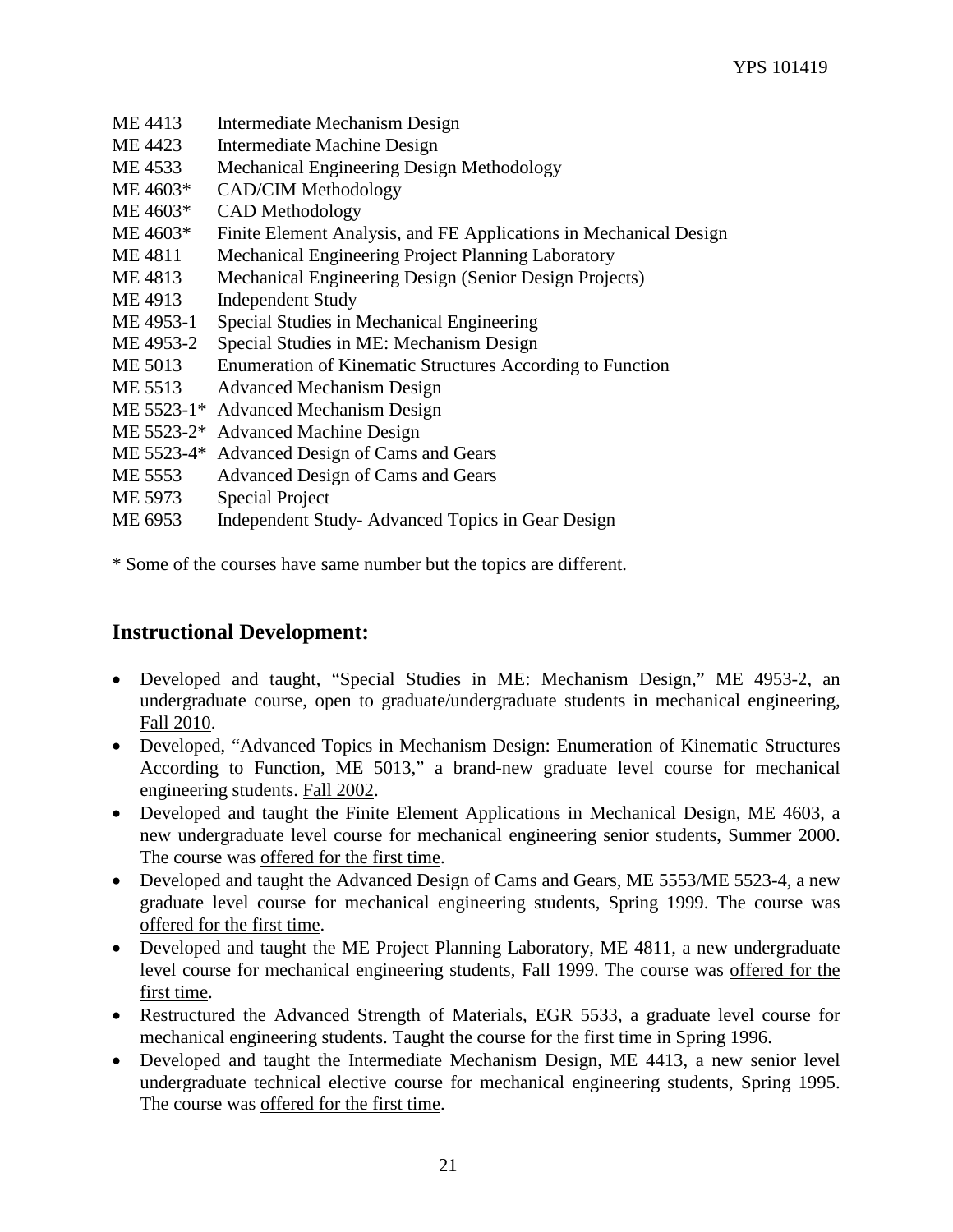ME 4413 Intermediate Mechanism Design
ME 4423 Intermediate Machine Design
ME 4533 Mechanical Engineering Design Methodology
ME 4603* CAD/CIM Methodology
ME 4603* CAD Methodology
ME 4603* Finite Element Analysis, and FE Applications in Mechanical Design
ME 4811 Mechanical Engineering Project Planning Laboratory
ME 4813 Mechanical Engineering Design (Senior Design Projects)
ME 4913 Independent Study
ME 4953-1 Special Studies in Mechanical Engineering
ME 4953-2 Special Studies in ME: Mechanism Design
ME 5013 Enumeration of Kinematic Structures According to Function
ME 5513 Advanced Mechanism Design
ME 5523-1* Advanced Mechanism Design
ME 5523-2* Advanced Machine Design
ME 5523-4* Advanced Design of Cams and Gears
ME 5553 Advanced Design of Cams and Gears
ME 5973 Special Project
ME 6953 Independent Study- Advanced Topics in Gear Design

\* Some of the courses have same number but the topics are different.

## Instructional Development:

- Developed and taught, "Special Studies in ME: Mechanism Design," ME 4953-2, an undergraduate course, open to graduate/undergraduate students in mechanical engineering, Fall 2010.
- Developed, "Advanced Topics in Mechanism Design: Enumeration of Kinematic Structures According to Function, ME 5013," a brand-new graduate level course for mechanical engineering students. Fall 2002.
- Developed and taught the Finite Element Applications in Mechanical Design, ME 4603, a new undergraduate level course for mechanical engineering senior students, Summer 2000. The course was offered for the first time.
- Developed and taught the Advanced Design of Cams and Gears, ME 5553/ME 5523-4, a new graduate level course for mechanical engineering students, Spring 1999. The course was offered for the first time.
- Developed and taught the ME Project Planning Laboratory, ME 4811, a new undergraduate level course for mechanical engineering students, Fall 1999. The course was offered for the first time.
- Restructured the Advanced Strength of Materials, EGR 5533, a graduate level course for mechanical engineering students. Taught the course for the first time in Spring 1996.
- Developed and taught the Intermediate Mechanism Design, ME 4413, a new senior level undergraduate technical elective course for mechanical engineering students, Spring 1995. The course was offered for the first time.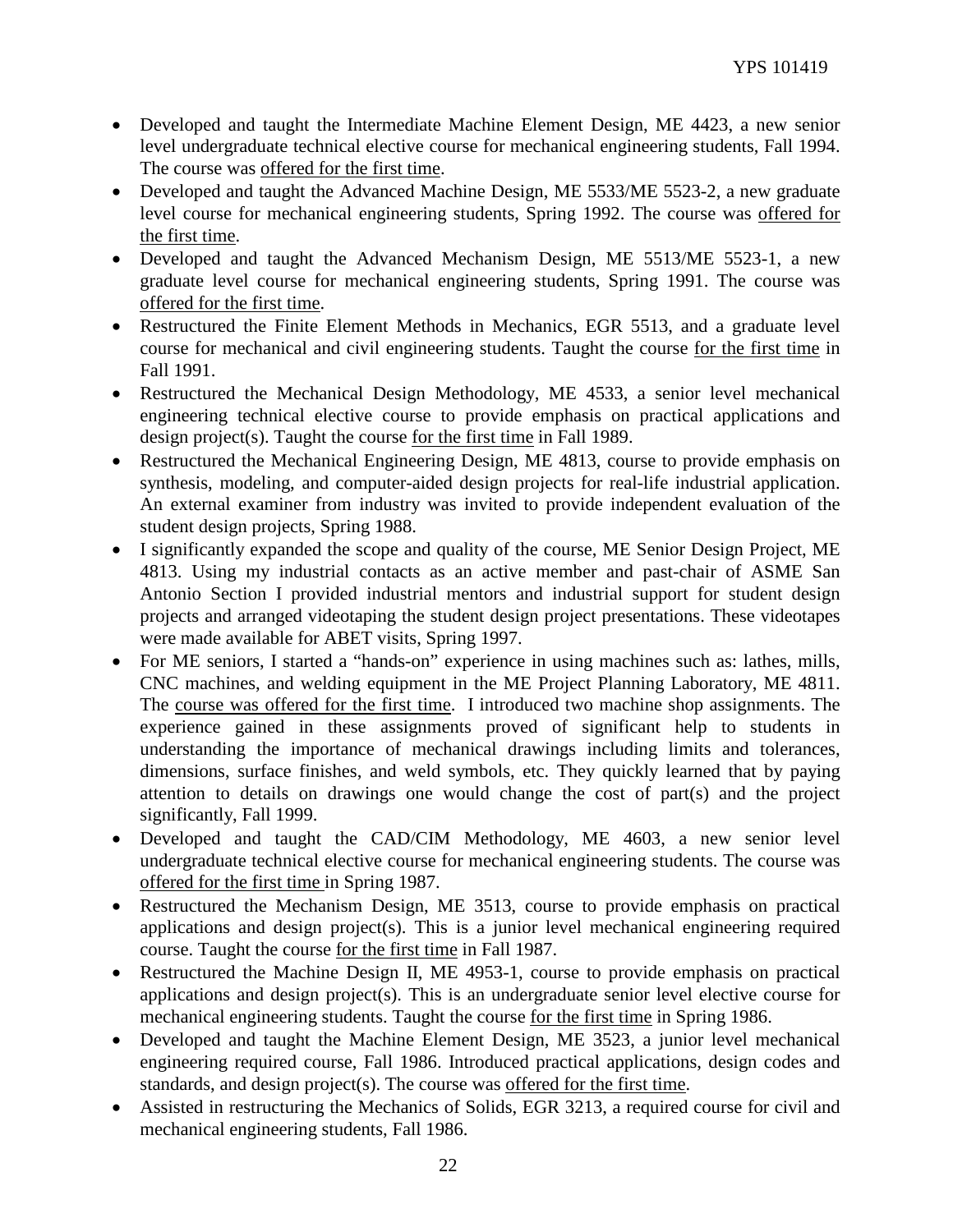- Developed and taught the Intermediate Machine Element Design, ME 4423, a new senior level undergraduate technical elective course for mechanical engineering students, Fall 1994. The course was <u>offered for the first time</u>.
- Developed and taught the Advanced Machine Design, ME 5533/ME 5523-2, a new graduate level course for mechanical engineering students, Spring 1992. The course was <u>offered for the first time</u>.
- Developed and taught the Advanced Mechanism Design, ME 5513/ME 5523-1, a new graduate level course for mechanical engineering students, Spring 1991. The course was <u>offered for the first time</u>.
- Restructured the Finite Element Methods in Mechanics, EGR 5513, and a graduate level course for mechanical and civil engineering students. Taught the course <u>for the first time</u> in Fall 1991.
- Restructured the Mechanical Design Methodology, ME 4533, a senior level mechanical engineering technical elective course to provide emphasis on practical applications and design project(s). Taught the course <u>for the first time</u> in Fall 1989.
- Restructured the Mechanical Engineering Design, ME 4813, course to provide emphasis on synthesis, modeling, and computer-aided design projects for real-life industrial application. An external examiner from industry was invited to provide independent evaluation of the student design projects, Spring 1988.
- I significantly expanded the scope and quality of the course, ME Senior Design Project, ME 4813. Using my industrial contacts as an active member and past-chair of ASME San Antonio Section I provided industrial mentors and industrial support for student design projects and arranged videotaping the student design project presentations. These videotapes were made available for ABET visits, Spring 1997.
- For ME seniors, I started a "hands-on" experience in using machines such as: lathes, mills, CNC machines, and welding equipment in the ME Project Planning Laboratory, ME 4811. The <u>course was offered for the first time</u>. I introduced two machine shop assignments. The experience gained in these assignments proved of significant help to students in understanding the importance of mechanical drawings including limits and tolerances, dimensions, surface finishes, and weld symbols, etc. They quickly learned that by paying attention to details on drawings one would change the cost of part(s) and the project significantly, Fall 1999.
- Developed and taught the CAD/CIM Methodology, ME 4603, a new senior level undergraduate technical elective course for mechanical engineering students. The course was <u>offered for the first time</u> in Spring 1987.
- Restructured the Mechanism Design, ME 3513, course to provide emphasis on practical applications and design project(s). This is a junior level mechanical engineering required course. Taught the course <u>for the first time</u> in Fall 1987.
- Restructured the Machine Design II, ME 4953-1, course to provide emphasis on practical applications and design project(s). This is an undergraduate senior level elective course for mechanical engineering students. Taught the course <u>for the first time</u> in Spring 1986.
- Developed and taught the Machine Element Design, ME 3523, a junior level mechanical engineering required course, Fall 1986. Introduced practical applications, design codes and standards, and design project(s). The course was <u>offered for the first time</u>.
- Assisted in restructuring the Mechanics of Solids, EGR 3213, a required course for civil and mechanical engineering students, Fall 1986.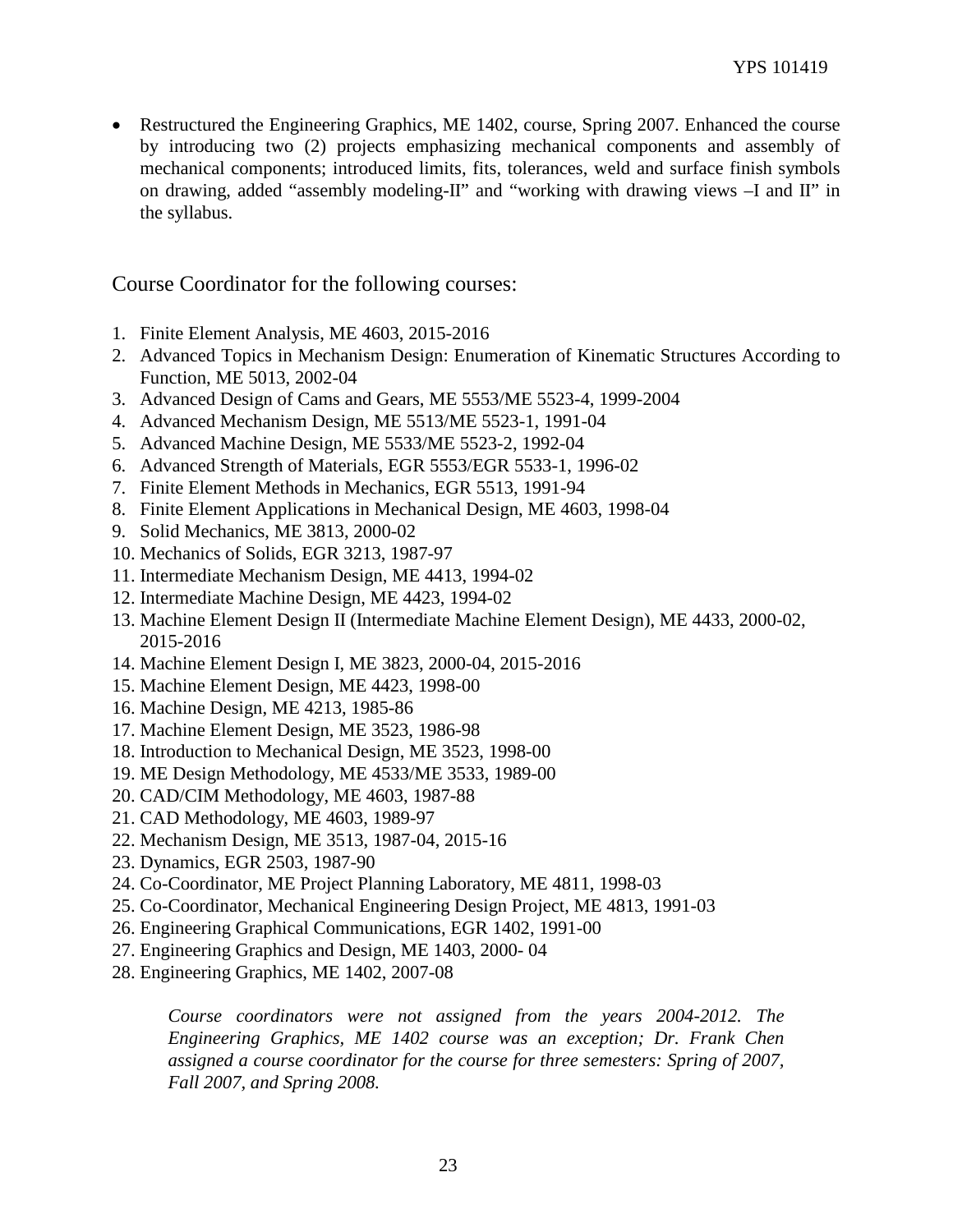- Restructured the Engineering Graphics, ME 1402, course, Spring 2007. Enhanced the course by introducing two (2) projects emphasizing mechanical components and assembly of mechanical components; introduced limits, fits, tolerances, weld and surface finish symbols on drawing, added "assembly modeling-II" and "working with drawing views –I and II" in the syllabus.

## Course Coordinator for the following courses:

1. Finite Element Analysis, ME 4603, 2015-2016
2. Advanced Topics in Mechanism Design: Enumeration of Kinematic Structures According to Function, ME 5013, 2002-04
3. Advanced Design of Cams and Gears, ME 5553/ME 5523-4, 1999-2004
4. Advanced Mechanism Design, ME 5513/ME 5523-1, 1991-04
5. Advanced Machine Design, ME 5533/ME 5523-2, 1992-04
6. Advanced Strength of Materials, EGR 5553/EGR 5533-1, 1996-02
7. Finite Element Methods in Mechanics, EGR 5513, 1991-94
8. Finite Element Applications in Mechanical Design, ME 4603, 1998-04
9. Solid Mechanics, ME 3813, 2000-02
10. Mechanics of Solids, EGR 3213, 1987-97
11. Intermediate Mechanism Design, ME 4413, 1994-02
12. Intermediate Machine Design, ME 4423, 1994-02
13. Machine Element Design II (Intermediate Machine Element Design), ME 4433, 2000-02, 2015-2016
14. Machine Element Design I, ME 3823, 2000-04, 2015-2016
15. Machine Element Design, ME 4423, 1998-00
16. Machine Design, ME 4213, 1985-86
17. Machine Element Design, ME 3523, 1986-98
18. Introduction to Mechanical Design, ME 3523, 1998-00
19. ME Design Methodology, ME 4533/ME 3533, 1989-00
20. CAD/CIM Methodology, ME 4603, 1987-88
21. CAD Methodology, ME 4603, 1989-97
22. Mechanism Design, ME 3513, 1987-04, 2015-16
23. Dynamics, EGR 2503, 1987-90
24. Co-Coordinator, ME Project Planning Laboratory, ME 4811, 1998-03
25. Co-Coordinator, Mechanical Engineering Design Project, ME 4813, 1991-03
26. Engineering Graphical Communications, EGR 1402, 1991-00
27. Engineering Graphics and Design, ME 1403, 2000- 04
28. Engineering Graphics, ME 1402, 2007-08

*Course coordinators were not assigned from the years 2004-2012. The Engineering Graphics, ME 1402 course was an exception; Dr. Frank Chen assigned a course coordinator for the course for three semesters: Spring of 2007, Fall 2007, and Spring 2008.*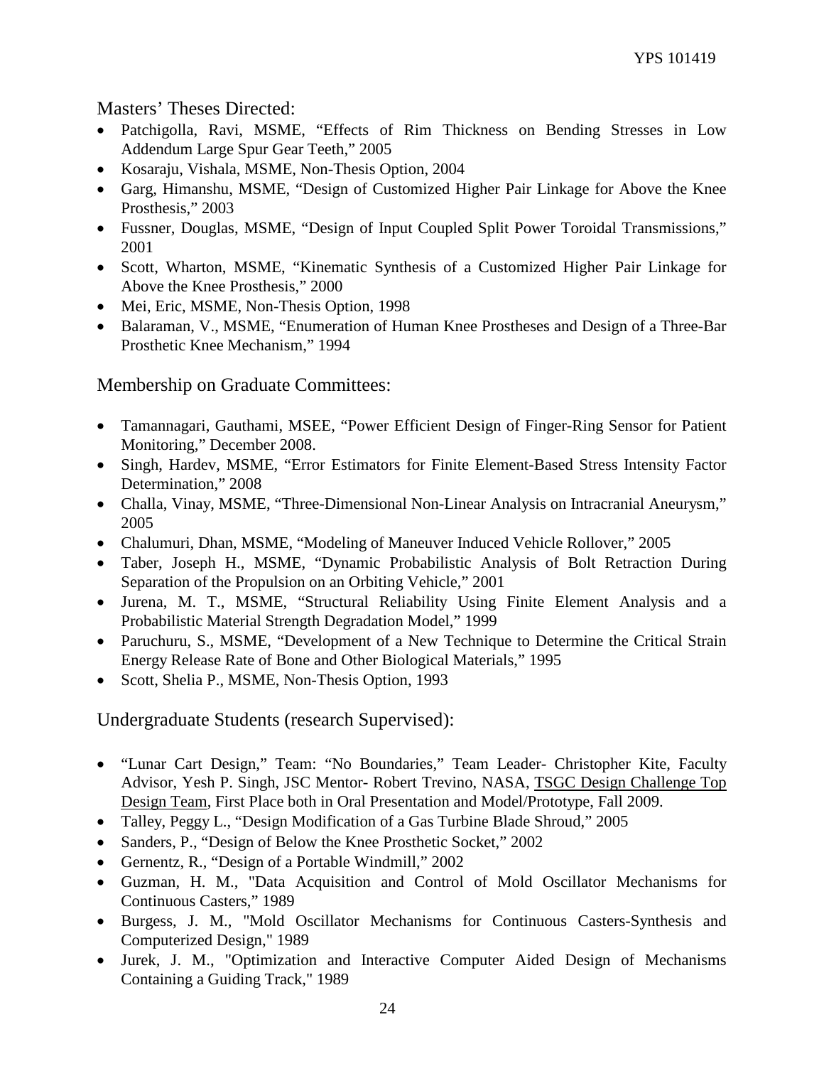## Masters' Theses Directed:

- Patchigolla, Ravi, MSME, "Effects of Rim Thickness on Bending Stresses in Low Addendum Large Spur Gear Teeth," 2005
- Kosaraju, Vishala, MSME, Non-Thesis Option, 2004
- Garg, Himanshu, MSME, "Design of Customized Higher Pair Linkage for Above the Knee Prosthesis," 2003
- Fussner, Douglas, MSME, "Design of Input Coupled Split Power Toroidal Transmissions," 2001
- Scott, Wharton, MSME, "Kinematic Synthesis of a Customized Higher Pair Linkage for Above the Knee Prosthesis," 2000
- Mei, Eric, MSME, Non-Thesis Option, 1998
- Balaraman, V., MSME, "Enumeration of Human Knee Prostheses and Design of a Three-Bar Prosthetic Knee Mechanism," 1994

## Membership on Graduate Committees:

- Tamannagari, Gauthami, MSEE, "Power Efficient Design of Finger-Ring Sensor for Patient Monitoring," December 2008.
- Singh, Hardev, MSME, "Error Estimators for Finite Element-Based Stress Intensity Factor Determination," 2008
- Challa, Vinay, MSME, "Three-Dimensional Non-Linear Analysis on Intracranial Aneurysm," 2005
- Chalumuri, Dhan, MSME, "Modeling of Maneuver Induced Vehicle Rollover," 2005
- Taber, Joseph H., MSME, "Dynamic Probabilistic Analysis of Bolt Retraction During Separation of the Propulsion on an Orbiting Vehicle," 2001
- Jurena, M. T., MSME, "Structural Reliability Using Finite Element Analysis and a Probabilistic Material Strength Degradation Model," 1999
- Paruchuru, S., MSME, "Development of a New Technique to Determine the Critical Strain Energy Release Rate of Bone and Other Biological Materials," 1995
- Scott, Shelia P., MSME, Non-Thesis Option, 1993

## Undergraduate Students (research Supervised):

- "Lunar Cart Design," Team: "No Boundaries," Team Leader- Christopher Kite, Faculty Advisor, Yesh P. Singh, JSC Mentor- Robert Trevino, NASA, TSGC Design Challenge Top Design Team, First Place both in Oral Presentation and Model/Prototype, Fall 2009.
- Talley, Peggy L., "Design Modification of a Gas Turbine Blade Shroud," 2005
- Sanders, P., "Design of Below the Knee Prosthetic Socket," 2002
- Gernentz, R., "Design of a Portable Windmill," 2002
- Guzman, H. M., "Data Acquisition and Control of Mold Oscillator Mechanisms for Continuous Casters," 1989
- Burgess, J. M., "Mold Oscillator Mechanisms for Continuous Casters-Synthesis and Computerized Design," 1989
- Jurek, J. M., "Optimization and Interactive Computer Aided Design of Mechanisms Containing a Guiding Track," 1989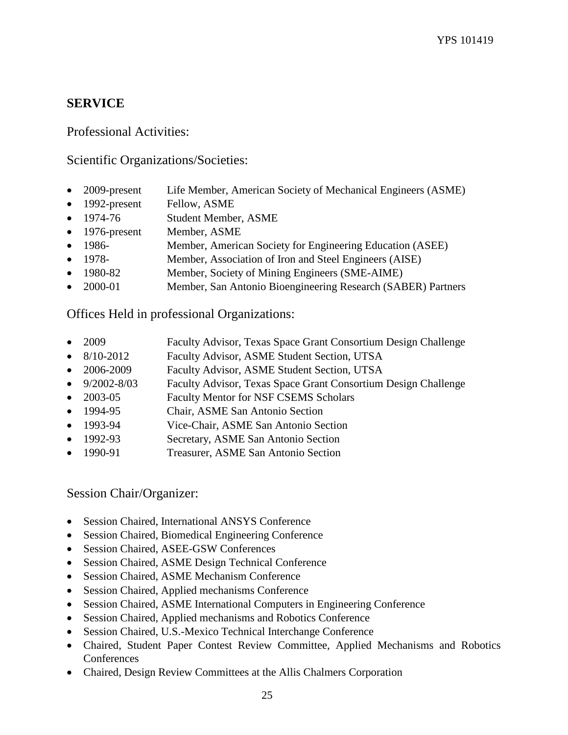## SERVICE

### Professional Activities:

### Scientific Organizations/Societies:

- 2009-present Life Member, American Society of Mechanical Engineers (ASME)
- 1992-present Fellow, ASME
- 1974-76 Student Member, ASME
- 1976-present Member, ASME
- 1986- Member, American Society for Engineering Education (ASEE)
- 1978- Member, Association of Iron and Steel Engineers (AISE)
- 1980-82 Member, Society of Mining Engineers (SME-AIME)
- 2000-01 Member, San Antonio Bioengineering Research (SABER) Partners

### Offices Held in professional Organizations:

- 2009 Faculty Advisor, Texas Space Grant Consortium Design Challenge
- 8/10-2012 Faculty Advisor, ASME Student Section, UTSA
- 2006-2009 Faculty Advisor, ASME Student Section, UTSA
- 9/2002-8/03 Faculty Advisor, Texas Space Grant Consortium Design Challenge
- 2003-05 Faculty Mentor for NSF CSEMS Scholars
- 1994-95 Chair, ASME San Antonio Section
- 1993-94 Vice-Chair, ASME San Antonio Section
- 1992-93 Secretary, ASME San Antonio Section
- 1990-91 Treasurer, ASME San Antonio Section

### Session Chair/Organizer:

- Session Chaired, International ANSYS Conference
- Session Chaired, Biomedical Engineering Conference
- Session Chaired, ASEE-GSW Conferences
- Session Chaired, ASME Design Technical Conference
- Session Chaired, ASME Mechanism Conference
- Session Chaired, Applied mechanisms Conference
- Session Chaired, ASME International Computers in Engineering Conference
- Session Chaired, Applied mechanisms and Robotics Conference
- Session Chaired, U.S.-Mexico Technical Interchange Conference
- Chaired, Student Paper Contest Review Committee, Applied Mechanisms and Robotics Conferences
- Chaired, Design Review Committees at the Allis Chalmers Corporation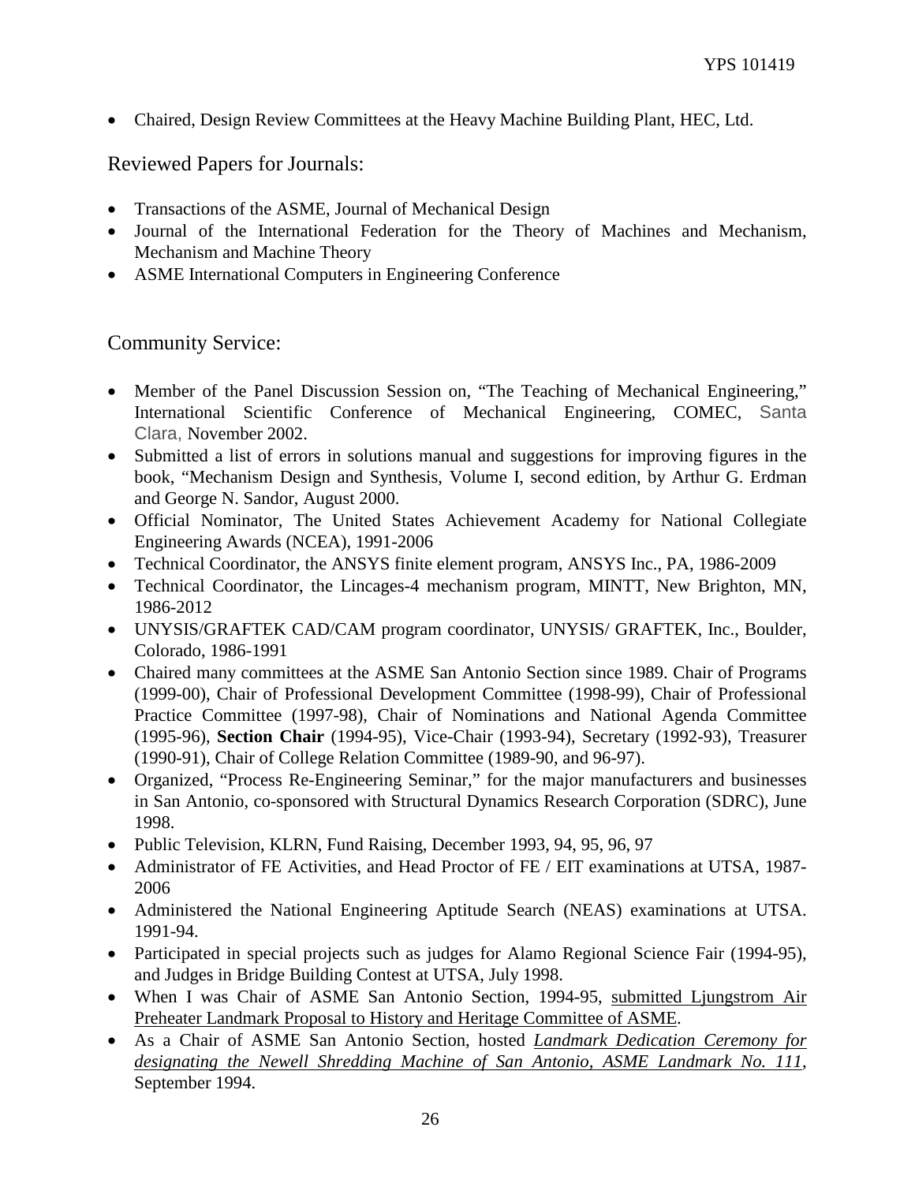- Chaired, Design Review Committees at the Heavy Machine Building Plant, HEC, Ltd.

## Reviewed Papers for Journals:

- Transactions of the ASME, Journal of Mechanical Design
- Journal of the International Federation for the Theory of Machines and Mechanism, Mechanism and Machine Theory
- ASME International Computers in Engineering Conference

## Community Service:

- Member of the Panel Discussion Session on, "The Teaching of Mechanical Engineering," International Scientific Conference of Mechanical Engineering, COMEC, Santa Clara, November 2002.
- Submitted a list of errors in solutions manual and suggestions for improving figures in the book, "Mechanism Design and Synthesis, Volume I, second edition, by Arthur G. Erdman and George N. Sandor, August 2000.
- Official Nominator, The United States Achievement Academy for National Collegiate Engineering Awards (NCEA), 1991-2006
- Technical Coordinator, the ANSYS finite element program, ANSYS Inc., PA, 1986-2009
- Technical Coordinator, the Lincages-4 mechanism program, MINTT, New Brighton, MN, 1986-2012
- UNYSIS/GRAFTEK CAD/CAM program coordinator, UNYSIS/ GRAFTEK, Inc., Boulder, Colorado, 1986-1991
- Chaired many committees at the ASME San Antonio Section since 1989. Chair of Programs (1999-00), Chair of Professional Development Committee (1998-99), Chair of Professional Practice Committee (1997-98), Chair of Nominations and National Agenda Committee (1995-96), **Section Chair** (1994-95), Vice-Chair (1993-94), Secretary (1992-93), Treasurer (1990-91), Chair of College Relation Committee (1989-90, and 96-97).
- Organized, "Process Re-Engineering Seminar," for the major manufacturers and businesses in San Antonio, co-sponsored with Structural Dynamics Research Corporation (SDRC), June 1998.
- Public Television, KLRN, Fund Raising, December 1993, 94, 95, 96, 97
- Administrator of FE Activities, and Head Proctor of FE / EIT examinations at UTSA, 1987-2006
- Administered the National Engineering Aptitude Search (NEAS) examinations at UTSA. 1991-94.
- Participated in special projects such as judges for Alamo Regional Science Fair (1994-95), and Judges in Bridge Building Contest at UTSA, July 1998.
- When I was Chair of ASME San Antonio Section, 1994-95, submitted Ljungstrom Air Preheater Landmark Proposal to History and Heritage Committee of ASME.
- As a Chair of ASME San Antonio Section, hosted *Landmark Dedication Ceremony for designating the Newell Shredding Machine of San Antonio, ASME Landmark No. 111*, September 1994.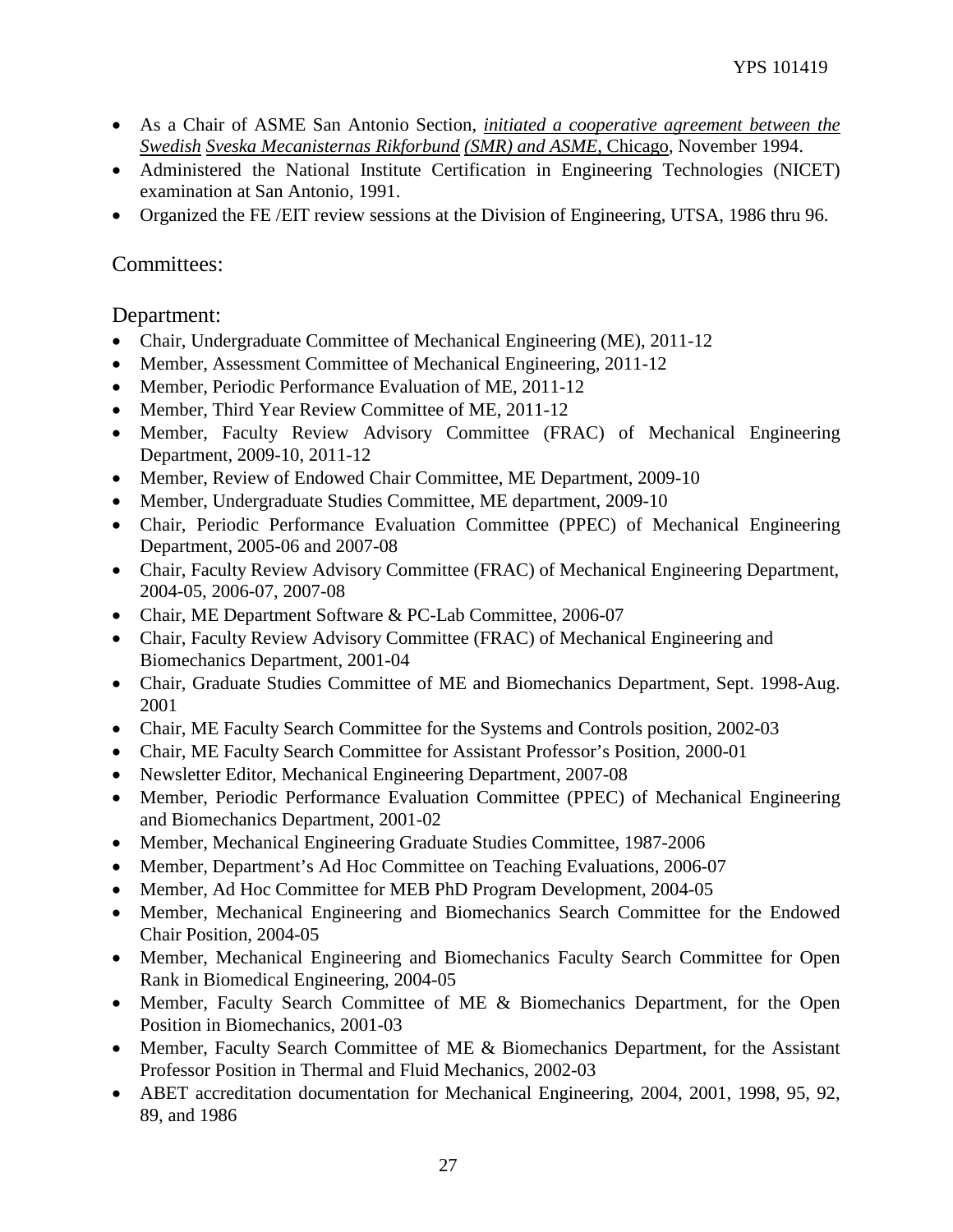- As a Chair of ASME San Antonio Section, *initiated a cooperative agreement between the Swedish Sveska Mecanisternas Rikforbund (SMR) and ASME*, Chicago, November 1994.
- Administered the National Institute Certification in Engineering Technologies (NICET) examination at San Antonio, 1991.
- Organized the FE /EIT review sessions at the Division of Engineering, UTSA, 1986 thru 96.

## Committees:

## Department:

- Chair, Undergraduate Committee of Mechanical Engineering (ME), 2011-12
- Member, Assessment Committee of Mechanical Engineering, 2011-12
- Member, Periodic Performance Evaluation of ME, 2011-12
- Member, Third Year Review Committee of ME, 2011-12
- Member, Faculty Review Advisory Committee (FRAC) of Mechanical Engineering Department, 2009-10, 2011-12
- Member, Review of Endowed Chair Committee, ME Department, 2009-10
- Member, Undergraduate Studies Committee, ME department, 2009-10
- Chair, Periodic Performance Evaluation Committee (PPEC) of Mechanical Engineering Department, 2005-06 and 2007-08
- Chair, Faculty Review Advisory Committee (FRAC) of Mechanical Engineering Department, 2004-05, 2006-07, 2007-08
- Chair, ME Department Software & PC-Lab Committee, 2006-07
- Chair, Faculty Review Advisory Committee (FRAC) of Mechanical Engineering and Biomechanics Department, 2001-04
- Chair, Graduate Studies Committee of ME and Biomechanics Department, Sept. 1998-Aug. 2001
- Chair, ME Faculty Search Committee for the Systems and Controls position, 2002-03
- Chair, ME Faculty Search Committee for Assistant Professor's Position, 2000-01
- Newsletter Editor, Mechanical Engineering Department, 2007-08
- Member, Periodic Performance Evaluation Committee (PPEC) of Mechanical Engineering and Biomechanics Department, 2001-02
- Member, Mechanical Engineering Graduate Studies Committee, 1987-2006
- Member, Department's Ad Hoc Committee on Teaching Evaluations, 2006-07
- Member, Ad Hoc Committee for MEB PhD Program Development, 2004-05
- Member, Mechanical Engineering and Biomechanics Search Committee for the Endowed Chair Position, 2004-05
- Member, Mechanical Engineering and Biomechanics Faculty Search Committee for Open Rank in Biomedical Engineering, 2004-05
- Member, Faculty Search Committee of ME & Biomechanics Department, for the Open Position in Biomechanics, 2001-03
- Member, Faculty Search Committee of ME & Biomechanics Department, for the Assistant Professor Position in Thermal and Fluid Mechanics, 2002-03
- ABET accreditation documentation for Mechanical Engineering, 2004, 2001, 1998, 95, 92, 89, and 1986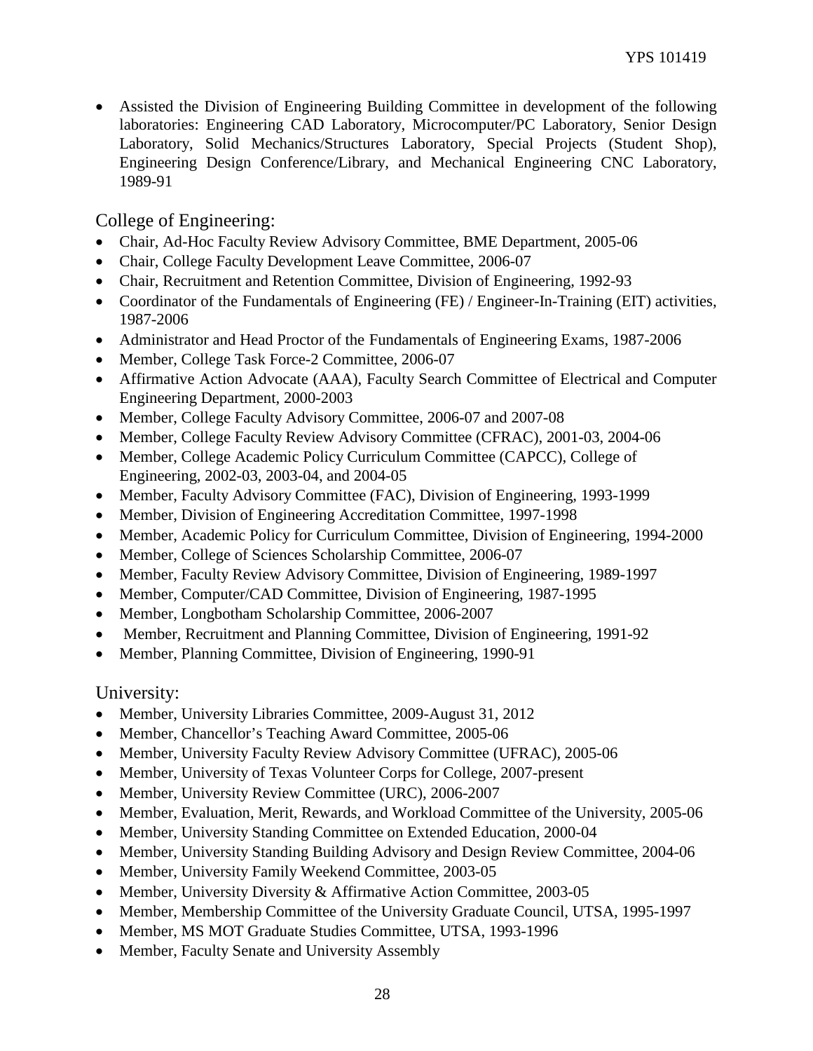- Assisted the Division of Engineering Building Committee in development of the following laboratories: Engineering CAD Laboratory, Microcomputer/PC Laboratory, Senior Design Laboratory, Solid Mechanics/Structures Laboratory, Special Projects (Student Shop), Engineering Design Conference/Library, and Mechanical Engineering CNC Laboratory, 1989-91

## College of Engineering:

- Chair, Ad-Hoc Faculty Review Advisory Committee, BME Department, 2005-06
- Chair, College Faculty Development Leave Committee, 2006-07
- Chair, Recruitment and Retention Committee, Division of Engineering, 1992-93
- Coordinator of the Fundamentals of Engineering (FE) / Engineer-In-Training (EIT) activities, 1987-2006
- Administrator and Head Proctor of the Fundamentals of Engineering Exams, 1987-2006
- Member, College Task Force-2 Committee, 2006-07
- Affirmative Action Advocate (AAA), Faculty Search Committee of Electrical and Computer Engineering Department, 2000-2003
- Member, College Faculty Advisory Committee, 2006-07 and 2007-08
- Member, College Faculty Review Advisory Committee (CFRAC), 2001-03, 2004-06
- Member, College Academic Policy Curriculum Committee (CAPCC), College of Engineering, 2002-03, 2003-04, and 2004-05
- Member, Faculty Advisory Committee (FAC), Division of Engineering, 1993-1999
- Member, Division of Engineering Accreditation Committee, 1997-1998
- Member, Academic Policy for Curriculum Committee, Division of Engineering, 1994-2000
- Member, College of Sciences Scholarship Committee, 2006-07
- Member, Faculty Review Advisory Committee, Division of Engineering, 1989-1997
- Member, Computer/CAD Committee, Division of Engineering, 1987-1995
- Member, Longbotham Scholarship Committee, 2006-2007
- Member, Recruitment and Planning Committee, Division of Engineering, 1991-92
- Member, Planning Committee, Division of Engineering, 1990-91

## University:

- Member, University Libraries Committee, 2009-August 31, 2012
- Member, Chancellor's Teaching Award Committee, 2005-06
- Member, University Faculty Review Advisory Committee (UFRAC), 2005-06
- Member, University of Texas Volunteer Corps for College, 2007-present
- Member, University Review Committee (URC), 2006-2007
- Member, Evaluation, Merit, Rewards, and Workload Committee of the University, 2005-06
- Member, University Standing Committee on Extended Education, 2000-04
- Member, University Standing Building Advisory and Design Review Committee, 2004-06
- Member, University Family Weekend Committee, 2003-05
- Member, University Diversity & Affirmative Action Committee, 2003-05
- Member, Membership Committee of the University Graduate Council, UTSA, 1995-1997
- Member, MS MOT Graduate Studies Committee, UTSA, 1993-1996
- Member, Faculty Senate and University Assembly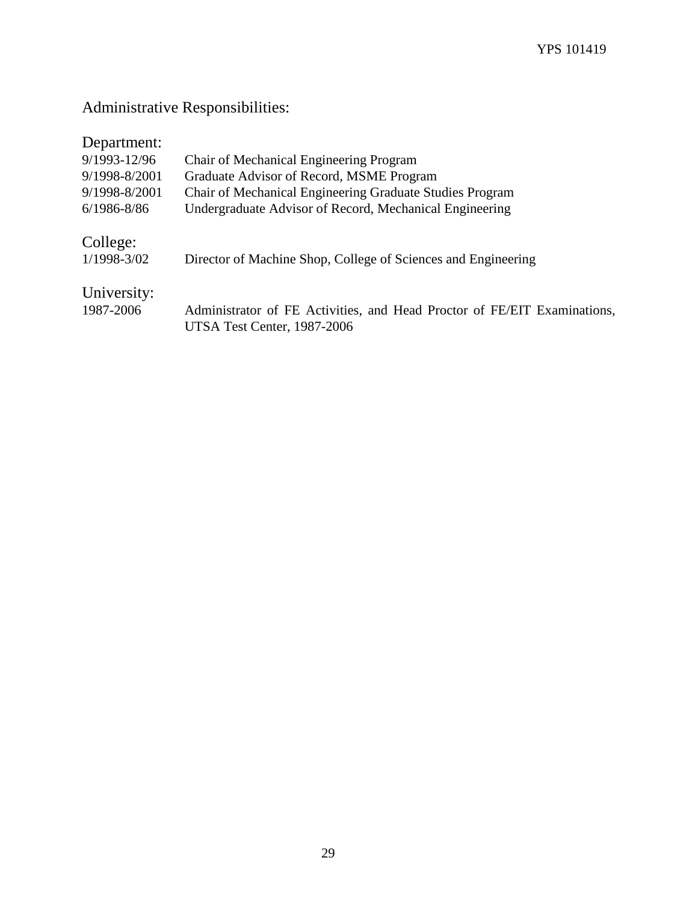## Administrative Responsibilities:

### Department:

| | |
|---|---|
| 9/1993-12/96 | Chair of Mechanical Engineering Program |
| 9/1998-8/2001 | Graduate Advisor of Record, MSME Program |
| 9/1998-8/2001 | Chair of Mechanical Engineering Graduate Studies Program |
| 6/1986-8/86 | Undergraduate Advisor of Record, Mechanical Engineering |

### College:

| | |
|---|---|
| 1/1998-3/02 | Director of Machine Shop, College of Sciences and Engineering |

### University:

| | |
|---|---|
| 1987-2006 | Administrator of FE Activities, and Head Proctor of FE/EIT Examinations, UTSA Test Center, 1987-2006 |